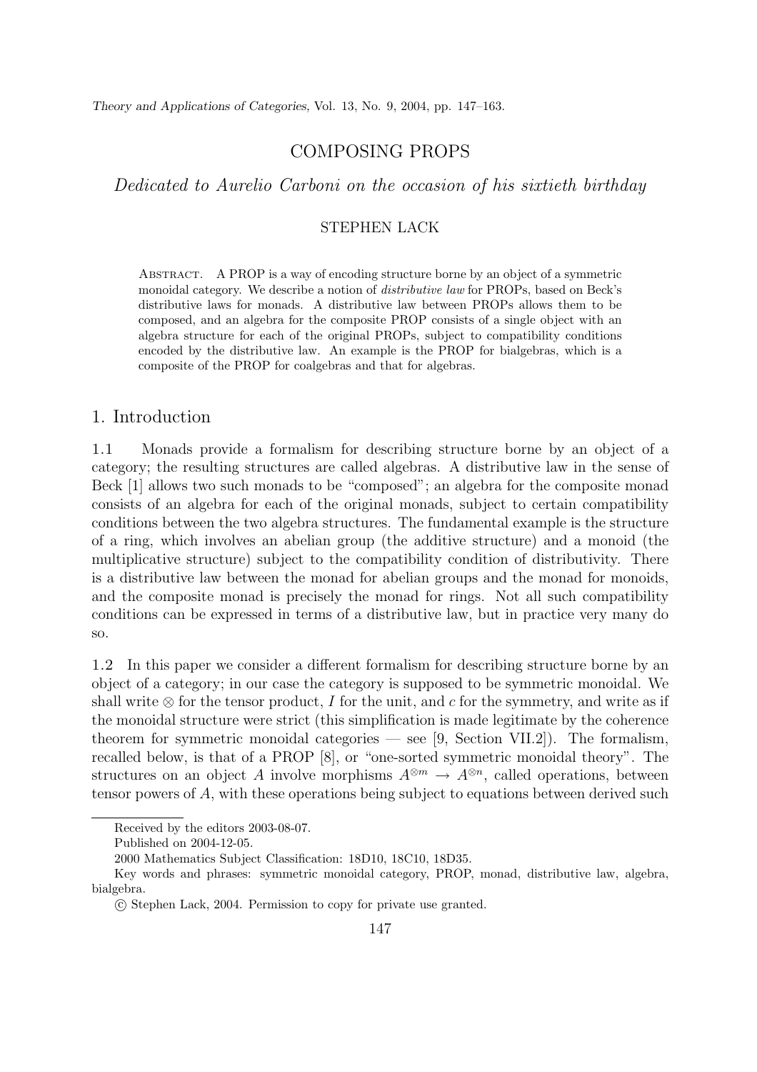# COMPOSING PROPS

*Dedicated to Aurelio Carboni on the occasion of his sixtieth birthday*

STEPHEN LACK

ABSTRACT. A PROP is a way of encoding structure borne by an object of a symmetric monoidal category. We describe a notion of *distributive law* for PROPs, based on Beck's distributive laws for monads. A distributive law between PROPs allows them to be composed, and an algebra for the composite PROP consists of a single object with an algebra structure for each of the original PROPs, subject to compatibility conditions encoded by the distributive law. An example is the PROP for bialgebras, which is a composite of the PROP for coalgebras and that for algebras.

## 1. Introduction

1.1 Monads provide a formalism for describing structure borne by an object of a category; the resulting structures are called algebras. A distributive law in the sense of Beck [1] allows two such monads to be "composed"; an algebra for the composite monad consists of an algebra for each of the original monads, subject to certain compatibility conditions between the two algebra structures. The fundamental example is the structure of a ring, which involves an abelian group (the additive structure) and a monoid (the multiplicative structure) subject to the compatibility condition of distributivity. There is a distributive law between the monad for abelian groups and the monad for monoids, and the composite monad is precisely the monad for rings. Not all such compatibility conditions can be expressed in terms of a distributive law, but in practice very many do so.

1.2 In this paper we consider a different formalism for describing structure borne by an object of a category; in our case the category is supposed to be symmetric monoidal. We shall write $\otimes$ for the tensor product, $I$ for the unit, and $c$ for the symmetry, and write as if the monoidal structure were strict (this simplification is made legitimate by the coherence theorem for symmetric monoidal categories — see [9, Section VII.2]). The formalism, recalled below, is that of a PROP [8], or "one-sorted symmetric monoidal theory". The structures on an object $A$ involve morphisms $A^{\otimes m} \to A^{\otimes n}$, called operations, between tensor powers of $A$, with these operations being subject to equations between derived such

---

Received by the editors 2003-08-07.

Published on 2004-12-05.

2000 Mathematics Subject Classification: 18D10, 18C10, 18D35.

Key words and phrases: symmetric monoidal category, PROP, monad, distributive law, algebra, bialgebra.

© Stephen Lack, 2004. Permission to copy for private use granted.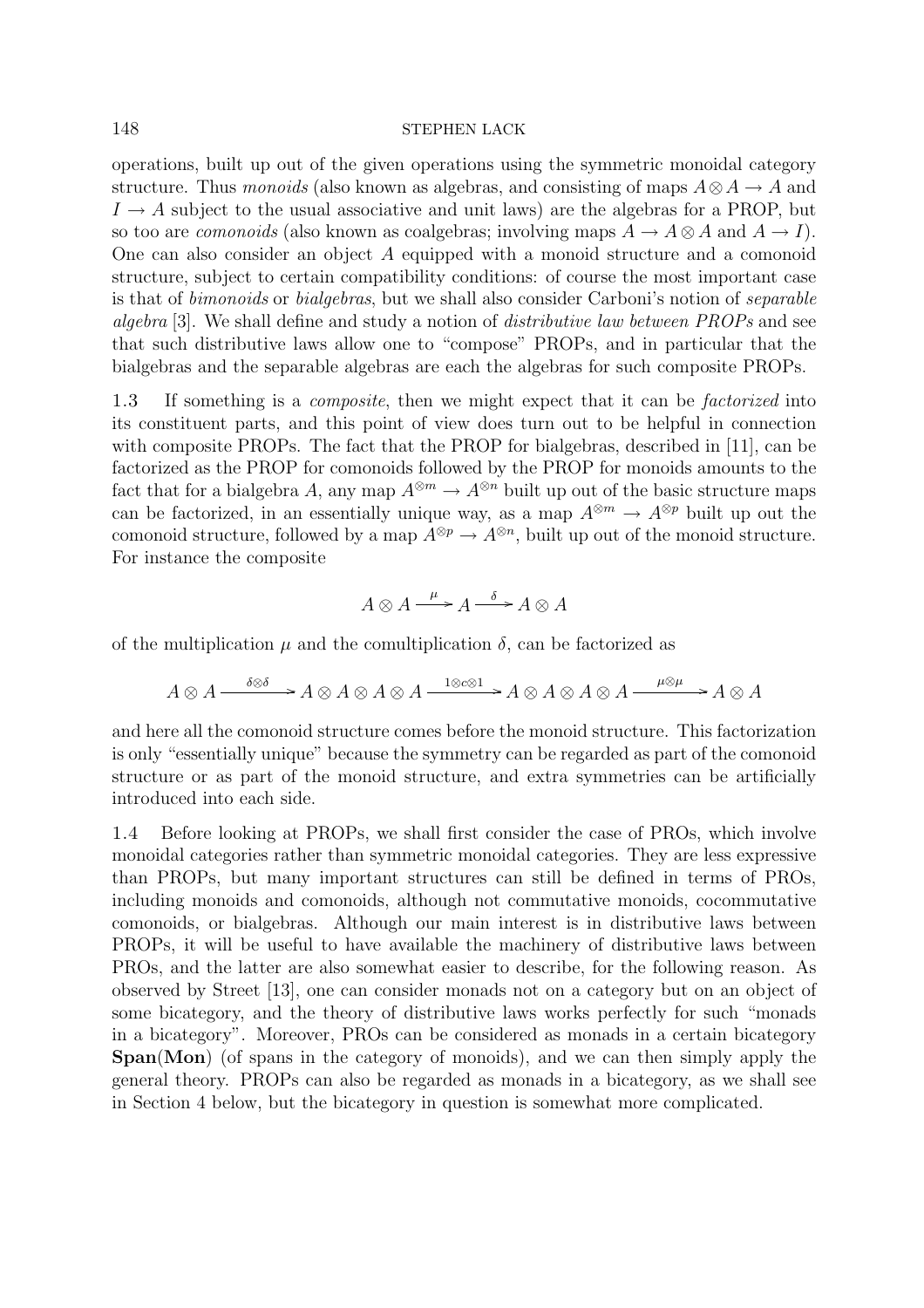operations, built up out of the given operations using the symmetric monoidal category structure. Thus *monoids* (also known as algebras, and consisting of maps $A \otimes A \to A$ and $I \to A$ subject to the usual associative and unit laws) are the algebras for a PROP, but so too are *comonoids* (also known as coalgebras; involving maps $A \to A \otimes A$ and $A \to I$). One can also consider an object $A$ equipped with a monoid structure and a comonoid structure, subject to certain compatibility conditions: of course the most important case is that of *bimonoids* or *bialgebras*, but we shall also consider Carboni's notion of *separable algebra* [3]. We shall define and study a notion of *distributive law between PROPs* and see that such distributive laws allow one to "compose" PROPs, and in particular that the bialgebras and the separable algebras are each the algebras for such composite PROPs.

1.3 If something is a *composite*, then we might expect that it can be *factorized* into its constituent parts, and this point of view does turn out to be helpful in connection with composite PROPs. The fact that the PROP for bialgebras, described in [11], can be factorized as the PROP for comonoids followed by the PROP for monoids amounts to the fact that for a bialgebra $A$, any map $A^{\otimes m} \to A^{\otimes n}$ built up out of the basic structure maps can be factorized, in an essentially unique way, as a map $A^{\otimes m} \to A^{\otimes p}$ built up out the comonoid structure, followed by a map $A^{\otimes p} \to A^{\otimes n}$, built up out of the monoid structure. For instance the composite

$$A \otimes A \xrightarrow{\mu} A \xrightarrow{\delta} A \otimes A$$

of the multiplication $\mu$ and the comultiplication $\delta$, can be factorized as

$$A \otimes A \xrightarrow{\delta \otimes \delta} A \otimes A \otimes A \otimes A \xrightarrow{1 \otimes c \otimes 1} A \otimes A \otimes A \otimes A \xrightarrow{\mu \otimes \mu} A \otimes A$$

and here all the comonoid structure comes before the monoid structure. This factorization is only "essentially unique" because the symmetry can be regarded as part of the comonoid structure or as part of the monoid structure, and extra symmetries can be artificially introduced into each side.

1.4 Before looking at PROPs, we shall first consider the case of PROs, which involve monoidal categories rather than symmetric monoidal categories. They are less expressive than PROPs, but many important structures can still be defined in terms of PROs, including monoids and comonoids, although not commutative monoids, cocommutative comonoids, or bialgebras. Although our main interest is in distributive laws between PROPs, it will be useful to have available the machinery of distributive laws between PROs, and the latter are also somewhat easier to describe, for the following reason. As observed by Street [13], one can consider monads not on a category but on an object of some bicategory, and the theory of distributive laws works perfectly for such "monads in a bicategory". Moreover, PROs can be considered as monads in a certain bicategory **Span**(**Mon**) (of spans in the category of monoids), and we can then simply apply the general theory. PROPs can also be regarded as monads in a bicategory, as we shall see in Section 4 below, but the bicategory in question is somewhat more complicated.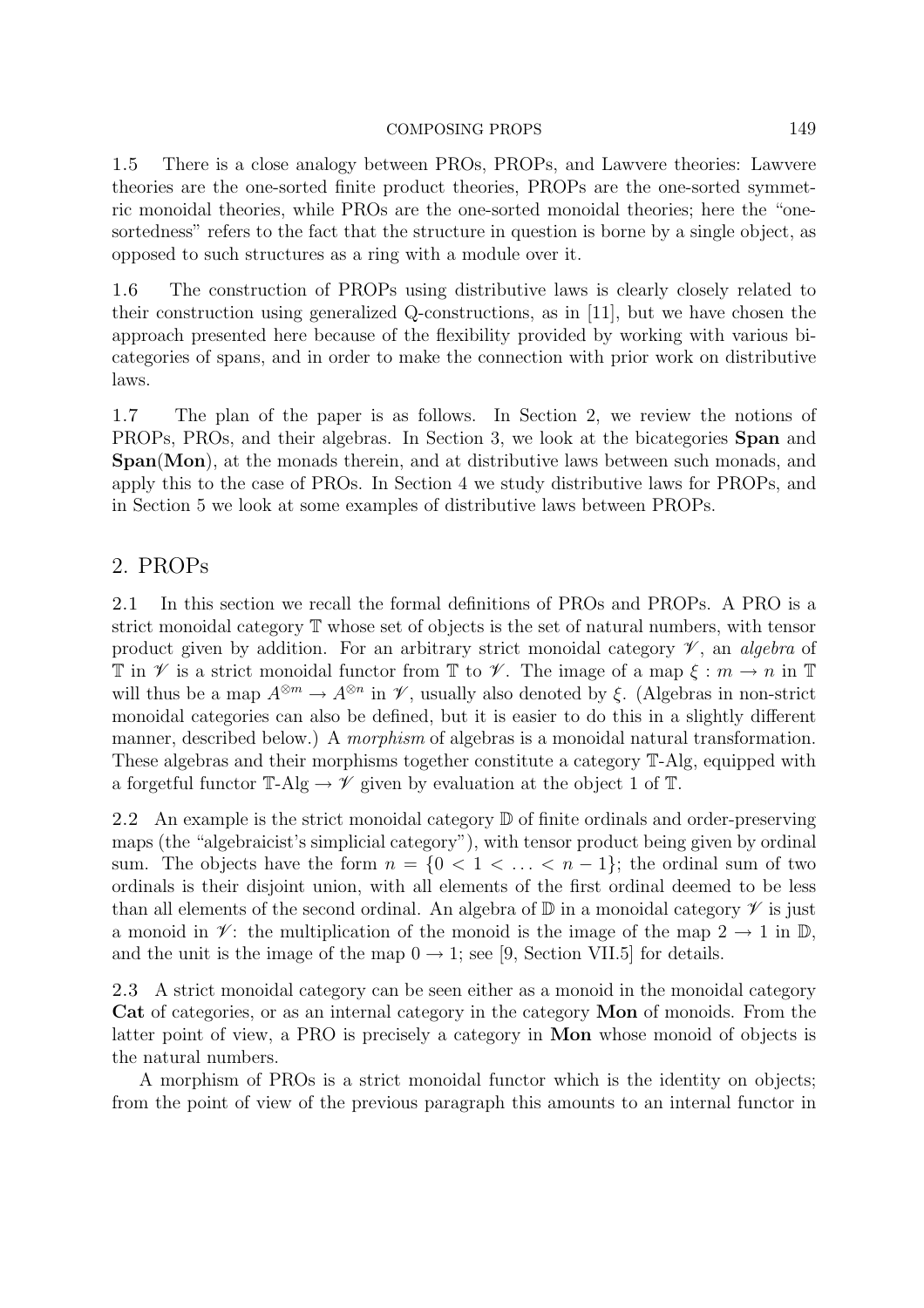1.5 There is a close analogy between PROs, PROPs, and Lawvere theories: Lawvere theories are the one-sorted finite product theories, PROPs are the one-sorted symmetric monoidal theories, while PROs are the one-sorted monoidal theories; here the "one-sortedness" refers to the fact that the structure in question is borne by a single object, as opposed to such structures as a ring with a module over it.

1.6 The construction of PROPs using distributive laws is clearly closely related to their construction using generalized Q-constructions, as in [11], but we have chosen the approach presented here because of the flexibility provided by working with various bicategories of spans, and in order to make the connection with prior work on distributive laws.

1.7 The plan of the paper is as follows. In Section 2, we review the notions of PROPs, PROs, and their algebras. In Section 3, we look at the bicategories **Span** and **Span**(**Mon**), at the monads therein, and at distributive laws between such monads, and apply this to the case of PROs. In Section 4 we study distributive laws for PROPs, and in Section 5 we look at some examples of distributive laws between PROPs.

## 2. PROPs

2.1 In this section we recall the formal definitions of PROs and PROPs. A PRO is a strict monoidal category $\mathbb{T}$ whose set of objects is the set of natural numbers, with tensor product given by addition. For an arbitrary strict monoidal category $\mathscr{V}$, an *algebra* of $\mathbb{T}$ in $\mathscr{V}$ is a strict monoidal functor from $\mathbb{T}$ to $\mathscr{V}$. The image of a map $\xi : m \to n$ in $\mathbb{T}$ will thus be a map $A^{\otimes m} \to A^{\otimes n}$ in $\mathscr{V}$, usually also denoted by $\xi$. (Algebras in non-strict monoidal categories can also be defined, but it is easier to do this in a slightly different manner, described below.) A *morphism* of algebras is a monoidal natural transformation. These algebras and their morphisms together constitute a category $\mathbb{T}$-Alg, equipped with a forgetful functor $\mathbb{T}\text{-Alg} \to \mathscr{V}$ given by evaluation at the object 1 of $\mathbb{T}$.

2.2 An example is the strict monoidal category $\mathbb{D}$ of finite ordinals and order-preserving maps (the "algebraicist's simplicial category"), with tensor product being given by ordinal sum. The objects have the form $n = \{0 < 1 < \ldots < n-1\}$; the ordinal sum of two ordinals is their disjoint union, with all elements of the first ordinal deemed to be less than all elements of the second ordinal. An algebra of $\mathbb{D}$ in a monoidal category $\mathscr{V}$ is just a monoid in $\mathscr{V}$: the multiplication of the monoid is the image of the map $2 \to 1$ in $\mathbb{D}$, and the unit is the image of the map $0 \to 1$; see [9, Section VII.5] for details.

2.3 A strict monoidal category can be seen either as a monoid in the monoidal category **Cat** of categories, or as an internal category in the category **Mon** of monoids. From the latter point of view, a PRO is precisely a category in **Mon** whose monoid of objects is the natural numbers.

A morphism of PROs is a strict monoidal functor which is the identity on objects; from the point of view of the previous paragraph this amounts to an internal functor in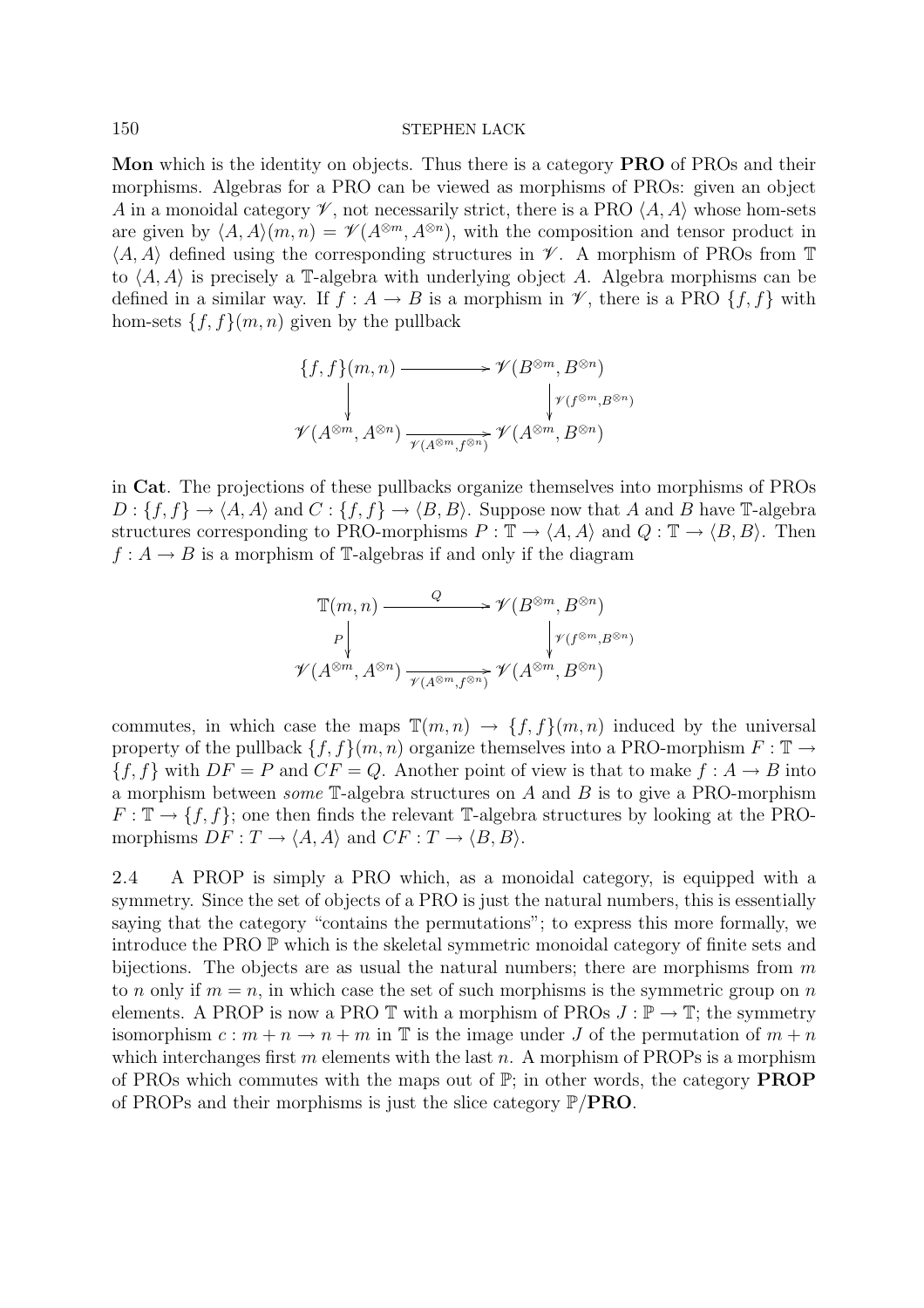**Mon** which is the identity on objects. Thus there is a category **PRO** of PROs and their morphisms. Algebras for a PRO can be viewed as morphisms of PROs: given an object $A$ in a monoidal category $\mathscr{V}$, not necessarily strict, there is a PRO $\langle A, A\rangle$ whose hom-sets are given by $\langle A, A\rangle(m,n) = \mathscr{V}(A^{\otimes m}, A^{\otimes n})$, with the composition and tensor product in $\langle A, A\rangle$ defined using the corresponding structures in $\mathscr{V}$. A morphism of PROs from $\mathbb{T}$ to $\langle A, A\rangle$ is precisely a $\mathbb{T}$-algebra with underlying object $A$. Algebra morphisms can be defined in a similar way. If $f : A \to B$ is a morphism in $\mathscr{V}$, there is a PRO $\{f, f\}$ with hom-sets $\{f, f\}(m,n)$ given by the pullback

$$
\begin{array}{ccc}
\{f,f\}(m,n) & \longrightarrow & \mathscr{V}(B^{\otimes m}, B^{\otimes n}) \\
\big\downarrow & & \big\downarrow {\scriptstyle \mathscr{V}(f^{\otimes m}, B^{\otimes n})} \\
\mathscr{V}(A^{\otimes m}, A^{\otimes n}) & \xrightarrow[\mathscr{V}(A^{\otimes m}, f^{\otimes n})]{} & \mathscr{V}(A^{\otimes m}, B^{\otimes n})
\end{array}
$$

in **Cat**. The projections of these pullbacks organize themselves into morphisms of PROs $D : \{f, f\} \to \langle A, A\rangle$ and $C : \{f, f\} \to \langle B, B\rangle$. Suppose now that $A$ and $B$ have $\mathbb{T}$-algebra structures corresponding to PRO-morphisms $P : \mathbb{T} \to \langle A, A\rangle$ and $Q : \mathbb{T} \to \langle B, B\rangle$. Then $f : A \to B$ is a morphism of $\mathbb{T}$-algebras if and only if the diagram

$$
\begin{array}{ccc}
\mathbb{T}(m,n) & \xrightarrow{\;\;Q\;\;} & \mathscr{V}(B^{\otimes m}, B^{\otimes n}) \\
{\scriptstyle P}\big\downarrow & & \big\downarrow {\scriptstyle \mathscr{V}(f^{\otimes m}, B^{\otimes n})} \\
\mathscr{V}(A^{\otimes m}, A^{\otimes n}) & \xrightarrow[\mathscr{V}(A^{\otimes m}, f^{\otimes n})]{} & \mathscr{V}(A^{\otimes m}, B^{\otimes n})
\end{array}
$$

commutes, in which case the maps $\mathbb{T}(m,n) \to \{f, f\}(m,n)$ induced by the universal property of the pullback $\{f, f\}(m,n)$ organize themselves into a PRO-morphism $F : \mathbb{T} \to \{f, f\}$ with $DF = P$ and $CF = Q$. Another point of view is that to make $f : A \to B$ into a morphism between *some* $\mathbb{T}$-algebra structures on $A$ and $B$ is to give a PRO-morphism $F : \mathbb{T} \to \{f, f\}$; one then finds the relevant $\mathbb{T}$-algebra structures by looking at the PRO-morphisms $DF : T \to \langle A, A\rangle$ and $CF : T \to \langle B, B\rangle$.

2.4 A PROP is simply a PRO which, as a monoidal category, is equipped with a symmetry. Since the set of objects of a PRO is just the natural numbers, this is essentially saying that the category "contains the permutations"; to express this more formally, we introduce the PRO $\mathbb{P}$ which is the skeletal symmetric monoidal category of finite sets and bijections. The objects are as usual the natural numbers; there are morphisms from $m$ to $n$ only if $m = n$, in which case the set of such morphisms is the symmetric group on $n$ elements. A PROP is now a PRO $\mathbb{T}$ with a morphism of PROs $J : \mathbb{P} \to \mathbb{T}$; the symmetry isomorphism $c : m + n \to n + m$ in $\mathbb{T}$ is the image under $J$ of the permutation of $m + n$ which interchanges first $m$ elements with the last $n$. A morphism of PROPs is a morphism of PROs which commutes with the maps out of $\mathbb{P}$; in other words, the category **PROP** of PROPs and their morphisms is just the slice category $\mathbb{P}/$**PRO**.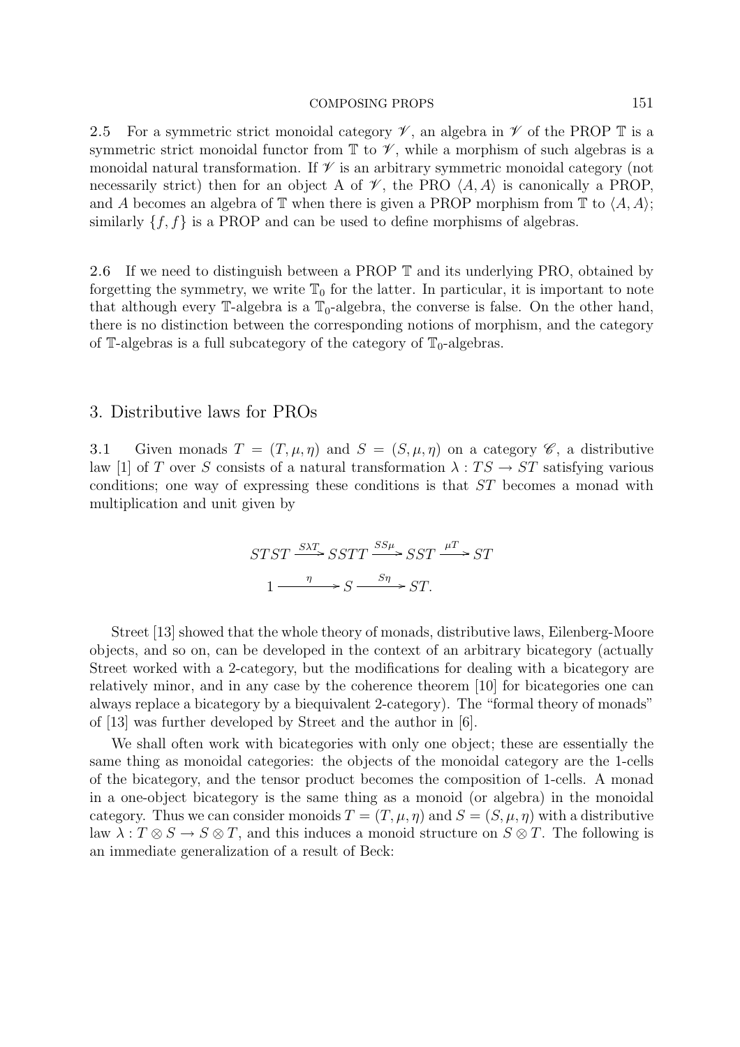2.5 For a symmetric strict monoidal category $\mathscr{V}$, an algebra in $\mathscr{V}$ of the PROP $\mathbb{T}$ is a symmetric strict monoidal functor from $\mathbb{T}$ to $\mathscr{V}$, while a morphism of such algebras is a monoidal natural transformation. If $\mathscr{V}$ is an arbitrary symmetric monoidal category (not necessarily strict) then for an object A of $\mathscr{V}$, the PRO $\langle A, A\rangle$ is canonically a PROP, and $A$ becomes an algebra of $\mathbb{T}$ when there is given a PROP morphism from $\mathbb{T}$ to $\langle A, A\rangle$; similarly $\{f, f\}$ is a PROP and can be used to define morphisms of algebras.

2.6 If we need to distinguish between a PROP $\mathbb{T}$ and its underlying PRO, obtained by forgetting the symmetry, we write $\mathbb{T}_0$ for the latter. In particular, it is important to note that although every $\mathbb{T}$-algebra is a $\mathbb{T}_0$-algebra, the converse is false. On the other hand, there is no distinction between the corresponding notions of morphism, and the category of $\mathbb{T}$-algebras is a full subcategory of the category of $\mathbb{T}_0$-algebras.

## 3. Distributive laws for PROs

3.1 Given monads $T = (T, \mu, \eta)$ and $S = (S, \mu, \eta)$ on a category $\mathscr{C}$, a distributive law [1] of $T$ over $S$ consists of a natural transformation $\lambda : TS \to ST$ satisfying various conditions; one way of expressing these conditions is that $ST$ becomes a monad with multiplication and unit given by

$$STST \xrightarrow{S\lambda T} SSTT \xrightarrow{SS\mu} SST \xrightarrow{\mu T} ST$$

$$1 \xrightarrow{\eta} S \xrightarrow{S\eta} ST.$$

Street [13] showed that the whole theory of monads, distributive laws, Eilenberg-Moore objects, and so on, can be developed in the context of an arbitrary bicategory (actually Street worked with a 2-category, but the modifications for dealing with a bicategory are relatively minor, and in any case by the coherence theorem [10] for bicategories one can always replace a bicategory by a biequivalent 2-category). The "formal theory of monads" of [13] was further developed by Street and the author in [6].

We shall often work with bicategories with only one object; these are essentially the same thing as monoidal categories: the objects of the monoidal category are the 1-cells of the bicategory, and the tensor product becomes the composition of 1-cells. A monad in a one-object bicategory is the same thing as a monoid (or algebra) in the monoidal category. Thus we can consider monoids $T = (T, \mu, \eta)$ and $S = (S, \mu, \eta)$ with a distributive law $\lambda : T \otimes S \to S \otimes T$, and this induces a monoid structure on $S \otimes T$. The following is an immediate generalization of a result of Beck: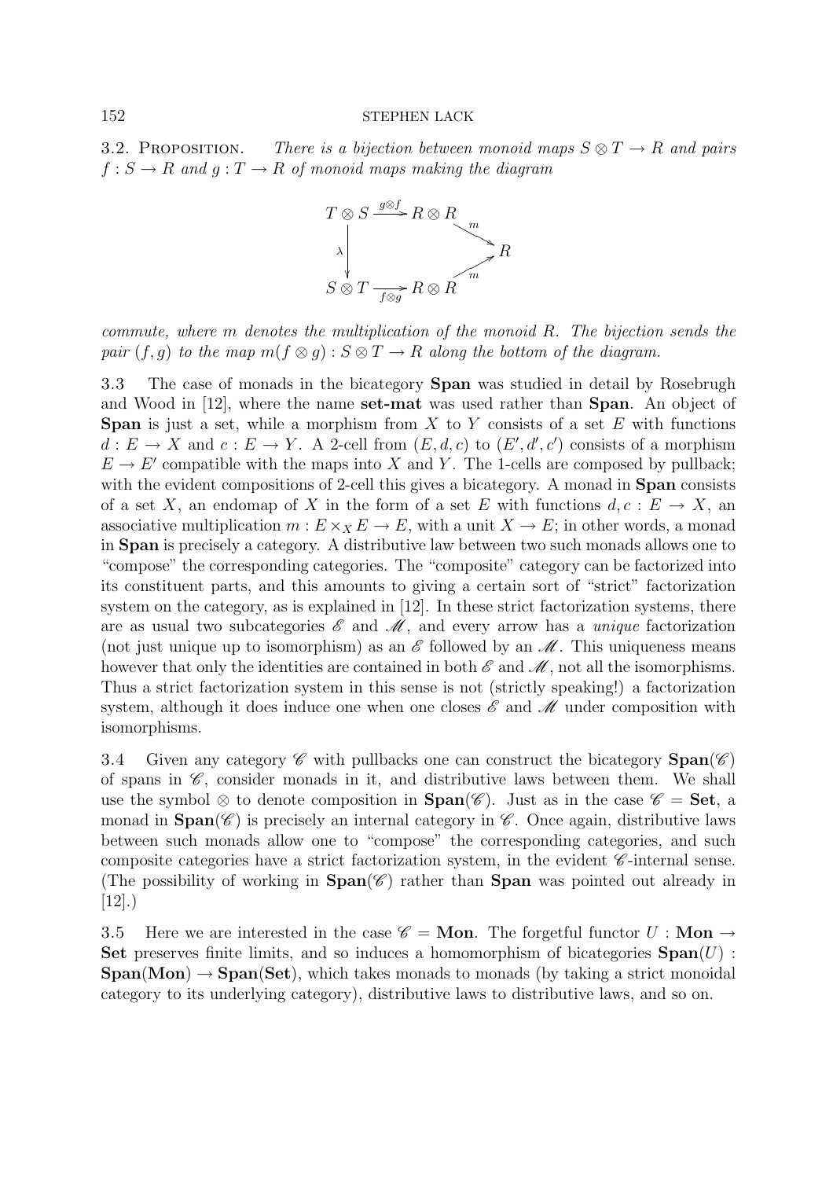3.2. Proposition. *There is a bijection between monoid maps $S \otimes T \to R$ and pairs $f : S \to R$ and $g : T \to R$ of monoid maps making the diagram*

$$\begin{array}{ccccc} T \otimes S & \xrightarrow{g \otimes f} & R \otimes R & & \\ & & & \searrow^{m} & \\ \lambda \downarrow & & & & R \\ & & & \nearrow_{m} & \\ S \otimes T & \xrightarrow[f \otimes g]{} & R \otimes R & & \end{array}$$

*commute, where $m$ denotes the multiplication of the monoid $R$. The bijection sends the pair $(f, g)$ to the map $m(f \otimes g) : S \otimes T \to R$ along the bottom of the diagram.*

3.3 The case of monads in the bicategory **Span** was studied in detail by Rosebrugh and Wood in [12], where the name **set-mat** was used rather than **Span**. An object of **Span** is just a set, while a morphism from $X$ to $Y$ consists of a set $E$ with functions $d : E \to X$ and $c : E \to Y$. A 2-cell from $(E, d, c)$ to $(E', d', c')$ consists of a morphism $E \to E'$ compatible with the maps into $X$ and $Y$. The 1-cells are composed by pullback; with the evident compositions of 2-cell this gives a bicategory. A monad in **Span** consists of a set $X$, an endomap of $X$ in the form of a set $E$ with functions $d, c : E \to X$, an associative multiplication $m : E \times_X E \to E$, with a unit $X \to E$; in other words, a monad in **Span** is precisely a category. A distributive law between two such monads allows one to "compose" the corresponding categories. The "composite" category can be factorized into its constituent parts, and this amounts to giving a certain sort of "strict" factorization system on the category, as is explained in [12]. In these strict factorization systems, there are as usual two subcategories $\mathscr{E}$ and $\mathscr{M}$, and every arrow has a *unique* factorization (not just unique up to isomorphism) as an $\mathscr{E}$ followed by an $\mathscr{M}$. This uniqueness means however that only the identities are contained in both $\mathscr{E}$ and $\mathscr{M}$, not all the isomorphisms. Thus a strict factorization system in this sense is not (strictly speaking!) a factorization system, although it does induce one when one closes $\mathscr{E}$ and $\mathscr{M}$ under composition with isomorphisms.

3.4 Given any category $\mathscr{C}$ with pullbacks one can construct the bicategory $\mathbf{Span}(\mathscr{C})$ of spans in $\mathscr{C}$, consider monads in it, and distributive laws between them. We shall use the symbol $\otimes$ to denote composition in $\mathbf{Span}(\mathscr{C})$. Just as in the case $\mathscr{C} = \mathbf{Set}$, a monad in $\mathbf{Span}(\mathscr{C})$ is precisely an internal category in $\mathscr{C}$. Once again, distributive laws between such monads allow one to "compose" the corresponding categories, and such composite categories have a strict factorization system, in the evident $\mathscr{C}$-internal sense. (The possibility of working in $\mathbf{Span}(\mathscr{C})$ rather than **Span** was pointed out already in [12].)

3.5 Here we are interested in the case $\mathscr{C} = \mathbf{Mon}$. The forgetful functor $U : \mathbf{Mon} \to \mathbf{Set}$ preserves finite limits, and so induces a homomorphism of bicategories $\mathbf{Span}(U) : \mathbf{Span}(\mathbf{Mon}) \to \mathbf{Span}(\mathbf{Set})$, which takes monads to monads (by taking a strict monoidal category to its underlying category), distributive laws to distributive laws, and so on.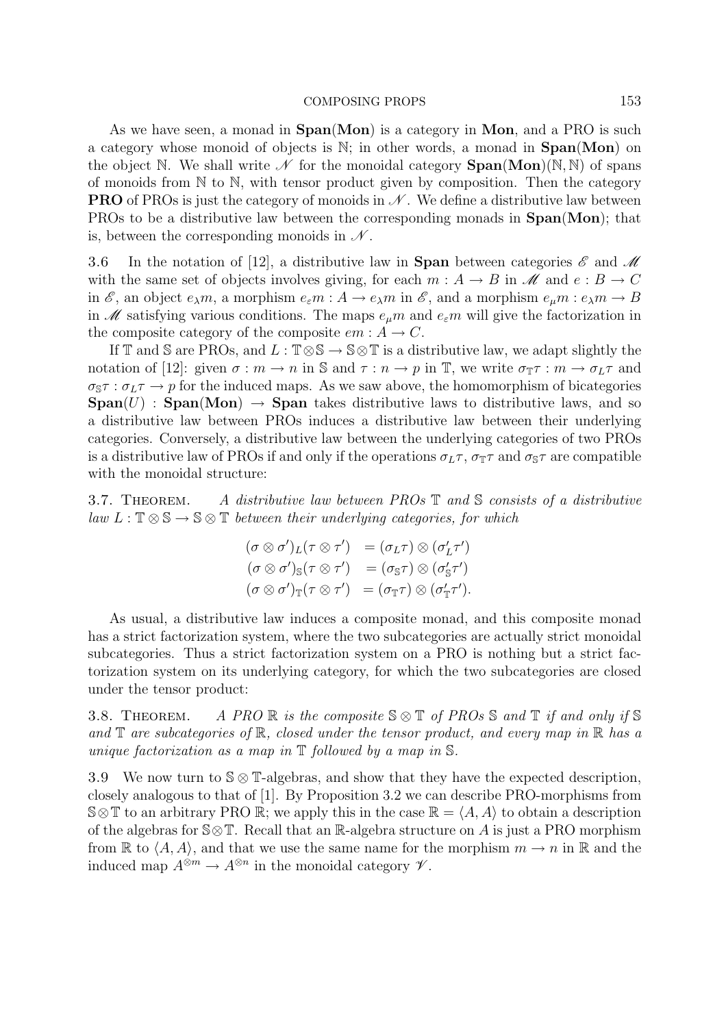As we have seen, a monad in **Span**(**Mon**) is a category in **Mon**, and a PRO is such a category whose monoid of objects is $\mathbb{N}$; in other words, a monad in **Span**(**Mon**) on the object $\mathbb{N}$. We shall write $\mathscr{N}$ for the monoidal category **Span**(**Mon**)$(\mathbb{N}, \mathbb{N})$ of spans of monoids from $\mathbb{N}$ to $\mathbb{N}$, with tensor product given by composition. Then the category **PRO** of PROs is just the category of monoids in $\mathscr{N}$. We define a distributive law between PROs to be a distributive law between the corresponding monads in **Span**(**Mon**); that is, between the corresponding monoids in $\mathscr{N}$.

3.6 In the notation of [12], a distributive law in **Span** between categories $\mathscr{E}$ and $\mathscr{M}$ with the same set of objects involves giving, for each $m : A \to B$ in $\mathscr{M}$ and $e : B \to C$ in $\mathscr{E}$, an object $e_\lambda m$, a morphism $e_\varepsilon m : A \to e_\lambda m$ in $\mathscr{E}$, and a morphism $e_\mu m : e_\lambda m \to B$ in $\mathscr{M}$ satisfying various conditions. The maps $e_\mu m$ and $e_\varepsilon m$ will give the factorization in the composite category of the composite $em : A \to C$.

If $\mathbb{T}$ and $\mathbb{S}$ are PROs, and $L : \mathbb{T} \otimes \mathbb{S} \to \mathbb{S} \otimes \mathbb{T}$ is a distributive law, we adapt slightly the notation of [12]: given $\sigma : m \to n$ in $\mathbb{S}$ and $\tau : n \to p$ in $\mathbb{T}$, we write $\sigma_{\mathbb{T}}\tau : m \to \sigma_L \tau$ and $\sigma_{\mathbb{S}}\tau : \sigma_L \tau \to p$ for the induced maps. As we saw above, the homomorphism of bicategories **Span**$(U)$ : **Span**(**Mon**) $\to$ **Span** takes distributive laws to distributive laws, and so a distributive law between PROs induces a distributive law between their underlying categories. Conversely, a distributive law between the underlying categories of two PROs is a distributive law of PROs if and only if the operations $\sigma_L \tau$, $\sigma_{\mathbb{T}}\tau$ and $\sigma_{\mathbb{S}}\tau$ are compatible with the monoidal structure:

3.7. Theorem. *A distributive law between PROs $\mathbb{T}$ and $\mathbb{S}$ consists of a distributive law $L : \mathbb{T} \otimes \mathbb{S} \to \mathbb{S} \otimes \mathbb{T}$ between their underlying categories, for which*

$$
\begin{aligned}
(\sigma \otimes \sigma')_L(\tau \otimes \tau') &= (\sigma_L \tau) \otimes (\sigma'_L \tau') \\
(\sigma \otimes \sigma')_{\mathbb{S}}(\tau \otimes \tau') &= (\sigma_{\mathbb{S}} \tau) \otimes (\sigma'_{\mathbb{S}} \tau') \\
(\sigma \otimes \sigma')_{\mathbb{T}}(\tau \otimes \tau') &= (\sigma_{\mathbb{T}} \tau) \otimes (\sigma'_{\mathbb{T}} \tau').
\end{aligned}
$$

As usual, a distributive law induces a composite monad, and this composite monad has a strict factorization system, where the two subcategories are actually strict monoidal subcategories. Thus a strict factorization system on a PRO is nothing but a strict factorization system on its underlying category, for which the two subcategories are closed under the tensor product:

3.8. Theorem. *A PRO $\mathbb{R}$ is the composite $\mathbb{S} \otimes \mathbb{T}$ of PROs $\mathbb{S}$ and $\mathbb{T}$ if and only if $\mathbb{S}$ and $\mathbb{T}$ are subcategories of $\mathbb{R}$, closed under the tensor product, and every map in $\mathbb{R}$ has a unique factorization as a map in $\mathbb{T}$ followed by a map in $\mathbb{S}$.*

3.9 We now turn to $\mathbb{S} \otimes \mathbb{T}$-algebras, and show that they have the expected description, closely analogous to that of [1]. By Proposition 3.2 we can describe PRO-morphisms from $\mathbb{S} \otimes \mathbb{T}$ to an arbitrary PRO $\mathbb{R}$; we apply this in the case $\mathbb{R} = \langle A, A \rangle$ to obtain a description of the algebras for $\mathbb{S} \otimes \mathbb{T}$. Recall that an $\mathbb{R}$-algebra structure on $A$ is just a PRO morphism from $\mathbb{R}$ to $\langle A, A \rangle$, and that we use the same name for the morphism $m \to n$ in $\mathbb{R}$ and the induced map $A^{\otimes m} \to A^{\otimes n}$ in the monoidal category $\mathscr{V}$.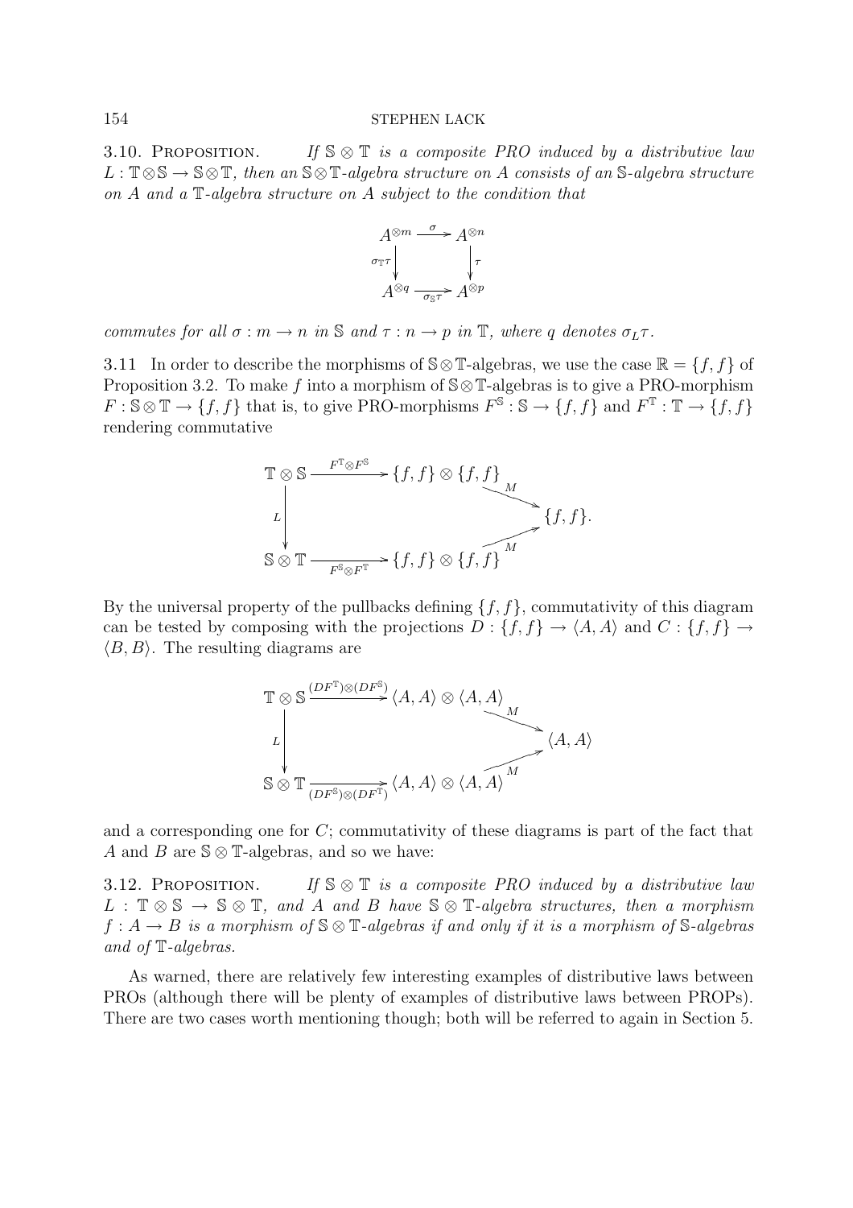**3.10. Proposition.** *If $\mathbb{S} \otimes \mathbb{T}$ is a composite PRO induced by a distributive law $L : \mathbb{T} \otimes \mathbb{S} \to \mathbb{S} \otimes \mathbb{T}$, then an $\mathbb{S} \otimes \mathbb{T}$-algebra structure on $A$ consists of an $\mathbb{S}$-algebra structure on $A$ and a $\mathbb{T}$-algebra structure on $A$ subject to the condition that*

$$\begin{array}{ccc} A^{\otimes m} & \xrightarrow{\sigma} & A^{\otimes n} \\ {\scriptstyle \sigma_{\mathbb{T}}\tau} \downarrow & & \downarrow {\scriptstyle \tau} \\ A^{\otimes q} & \xrightarrow[\sigma_{\mathbb{S}}\tau]{} & A^{\otimes p} \end{array}$$

*commutes for all $\sigma : m \to n$ in $\mathbb{S}$ and $\tau : n \to p$ in $\mathbb{T}$, where $q$ denotes $\sigma_L \tau$.*

3.11 In order to describe the morphisms of $\mathbb{S} \otimes \mathbb{T}$-algebras, we use the case $\mathbb{R} = \{f, f\}$ of Proposition 3.2. To make $f$ into a morphism of $\mathbb{S} \otimes \mathbb{T}$-algebras is to give a PRO-morphism $F : \mathbb{S} \otimes \mathbb{T} \to \{f, f\}$ that is, to give PRO-morphisms $F^{\mathbb{S}} : \mathbb{S} \to \{f, f\}$ and $F^{\mathbb{T}} : \mathbb{T} \to \{f, f\}$ rendering commutative

$$\begin{array}{ccccc} \mathbb{T} \otimes \mathbb{S} & \xrightarrow{F^{\mathbb{T}} \otimes F^{\mathbb{S}}} & \{f, f\} \otimes \{f, f\} & & \\ & & & \searrow^{M} & \\ {\scriptstyle L} \downarrow & & & & \{f, f\}. \\ & & & \nearrow_{M} & \\ \mathbb{S} \otimes \mathbb{T} & \xrightarrow[F^{\mathbb{S}} \otimes F^{\mathbb{T}}]{} & \{f, f\} \otimes \{f, f\} & & \end{array}$$

By the universal property of the pullbacks defining $\{f, f\}$, commutativity of this diagram can be tested by composing with the projections $D : \{f, f\} \to \langle A, A\rangle$ and $C : \{f, f\} \to \langle B, B\rangle$. The resulting diagrams are

$$\begin{array}{ccccc} \mathbb{T} \otimes \mathbb{S} & \xrightarrow{(DF^{\mathbb{T}}) \otimes (DF^{\mathbb{S}})} & \langle A, A\rangle \otimes \langle A, A\rangle & & \\ & & & \searrow^{M} & \\ {\scriptstyle L} \downarrow & & & & \langle A, A\rangle \\ & & & \nearrow_{M} & \\ \mathbb{S} \otimes \mathbb{T} & \xrightarrow[(DF^{\mathbb{S}}) \otimes (DF^{\mathbb{T}})]{} & \langle A, A\rangle \otimes \langle A, A\rangle & & \end{array}$$

and a corresponding one for $C$; commutativity of these diagrams is part of the fact that $A$ and $B$ are $\mathbb{S} \otimes \mathbb{T}$-algebras, and so we have:

**3.12. Proposition.** *If $\mathbb{S} \otimes \mathbb{T}$ is a composite PRO induced by a distributive law $L : \mathbb{T} \otimes \mathbb{S} \to \mathbb{S} \otimes \mathbb{T}$, and $A$ and $B$ have $\mathbb{S} \otimes \mathbb{T}$-algebra structures, then a morphism $f : A \to B$ is a morphism of $\mathbb{S} \otimes \mathbb{T}$-algebras if and only if it is a morphism of $\mathbb{S}$-algebras and of $\mathbb{T}$-algebras.*

As warned, there are relatively few interesting examples of distributive laws between PROs (although there will be plenty of examples of distributive laws between PROPs). There are two cases worth mentioning though; both will be referred to again in Section 5.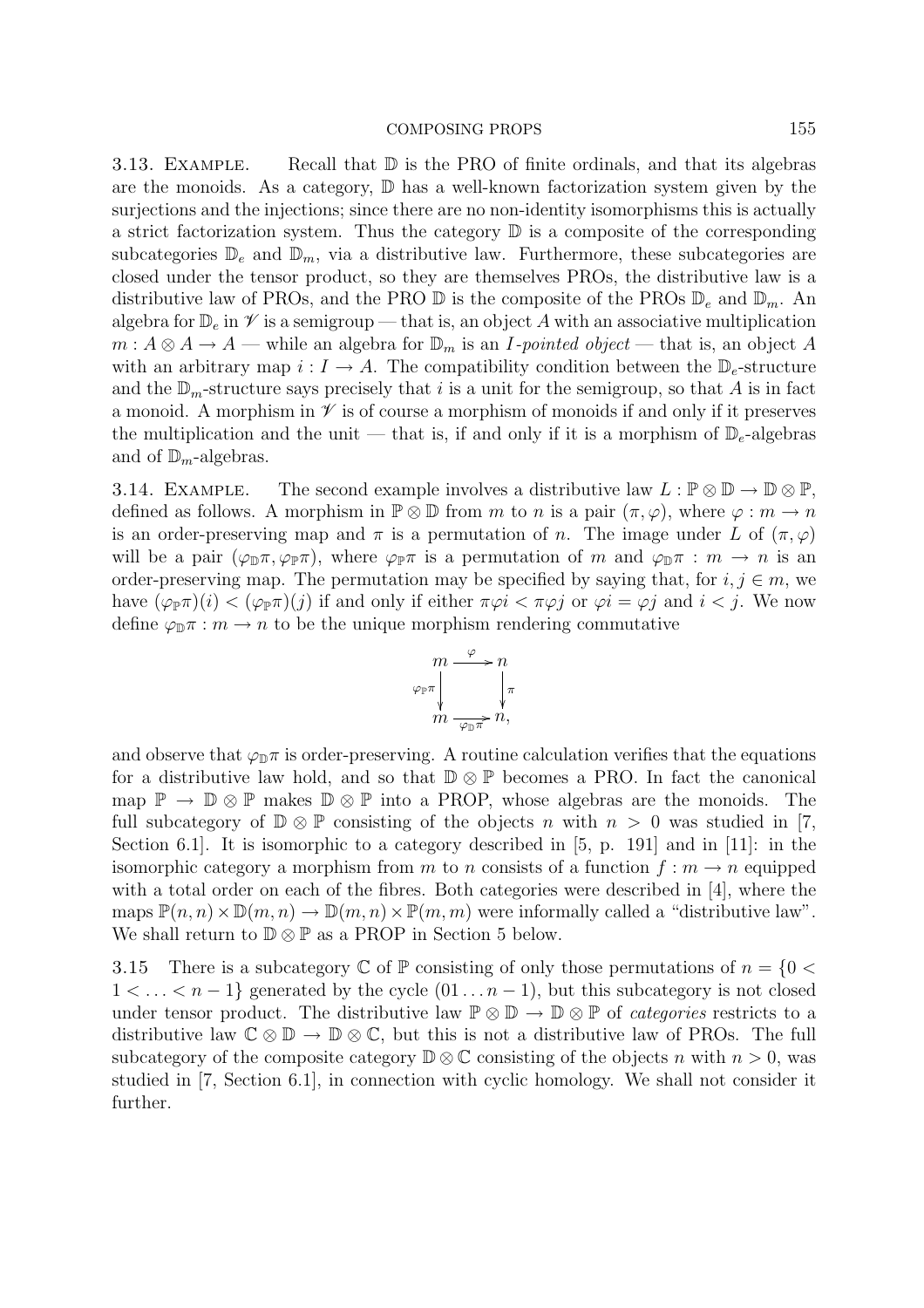**3.13. Example.** Recall that $\mathbb{D}$ is the PRO of finite ordinals, and that its algebras are the monoids. As a category, $\mathbb{D}$ has a well-known factorization system given by the surjections and the injections; since there are no non-identity isomorphisms this is actually a strict factorization system. Thus the category $\mathbb{D}$ is a composite of the corresponding subcategories $\mathbb{D}_e$ and $\mathbb{D}_m$, via a distributive law. Furthermore, these subcategories are closed under the tensor product, so they are themselves PROs, the distributive law is a distributive law of PROs, and the PRO $\mathbb{D}$ is the composite of the PROs $\mathbb{D}_e$ and $\mathbb{D}_m$. An algebra for $\mathbb{D}_e$ in $\mathscr{V}$ is a semigroup — that is, an object $A$ with an associative multiplication $m : A \otimes A \to A$ — while an algebra for $\mathbb{D}_m$ is an *$I$-pointed object* — that is, an object $A$ with an arbitrary map $i : I \to A$. The compatibility condition between the $\mathbb{D}_e$-structure and the $\mathbb{D}_m$-structure says precisely that $i$ is a unit for the semigroup, so that $A$ is in fact a monoid. A morphism in $\mathscr{V}$ is of course a morphism of monoids if and only if it preserves the multiplication and the unit — that is, if and only if it is a morphism of $\mathbb{D}_e$-algebras and of $\mathbb{D}_m$-algebras.

**3.14. Example.** The second example involves a distributive law $L : \mathbb{P} \otimes \mathbb{D} \to \mathbb{D} \otimes \mathbb{P}$, defined as follows. A morphism in $\mathbb{P} \otimes \mathbb{D}$ from $m$ to $n$ is a pair $(\pi, \varphi)$, where $\varphi : m \to n$ is an order-preserving map and $\pi$ is a permutation of $n$. The image under $L$ of $(\pi, \varphi)$ will be a pair $(\varphi_{\mathbb{D}}\pi, \varphi_{\mathbb{P}}\pi)$, where $\varphi_{\mathbb{P}}\pi$ is a permutation of $m$ and $\varphi_{\mathbb{D}}\pi : m \to n$ is an order-preserving map. The permutation may be specified by saying that, for $i, j \in m$, we have $(\varphi_{\mathbb{P}}\pi)(i) < (\varphi_{\mathbb{P}}\pi)(j)$ if and only if either $\pi\varphi i < \pi\varphi j$ or $\varphi i = \varphi j$ and $i < j$. We now define $\varphi_{\mathbb{D}}\pi : m \to n$ to be the unique morphism rendering commutative

$$\begin{array}{ccc} m & \xrightarrow{\varphi} & n \\ {\scriptstyle \varphi_{\mathbb{P}}\pi}\downarrow & & \downarrow{\scriptstyle \pi} \\ m & \xrightarrow[\varphi_{\mathbb{D}}\pi]{} & n, \end{array}$$

and observe that $\varphi_{\mathbb{D}}\pi$ is order-preserving. A routine calculation verifies that the equations for a distributive law hold, and so that $\mathbb{D} \otimes \mathbb{P}$ becomes a PRO. In fact the canonical map $\mathbb{P} \to \mathbb{D} \otimes \mathbb{P}$ makes $\mathbb{D} \otimes \mathbb{P}$ into a PROP, whose algebras are the monoids. The full subcategory of $\mathbb{D} \otimes \mathbb{P}$ consisting of the objects $n$ with $n > 0$ was studied in [7, Section 6.1]. It is isomorphic to a category described in [5, p. 191] and in [11]: in the isomorphic category a morphism from $m$ to $n$ consists of a function $f : m \to n$ equipped with a total order on each of the fibres. Both categories were described in [4], where the maps $\mathbb{P}(n, n) \times \mathbb{D}(m, n) \to \mathbb{D}(m, n) \times \mathbb{P}(m, m)$ were informally called a "distributive law". We shall return to $\mathbb{D} \otimes \mathbb{P}$ as a PROP in Section 5 below.

3.15 There is a subcategory $\mathbb{C}$ of $\mathbb{P}$ consisting of only those permutations of $n = \{0 < 1 < \ldots < n-1\}$ generated by the cycle $(01 \ldots n-1)$, but this subcategory is not closed under tensor product. The distributive law $\mathbb{P} \otimes \mathbb{D} \to \mathbb{D} \otimes \mathbb{P}$ of *categories* restricts to a distributive law $\mathbb{C} \otimes \mathbb{D} \to \mathbb{D} \otimes \mathbb{C}$, but this is not a distributive law of PROs. The full subcategory of the composite category $\mathbb{D} \otimes \mathbb{C}$ consisting of the objects $n$ with $n > 0$, was studied in [7, Section 6.1], in connection with cyclic homology. We shall not consider it further.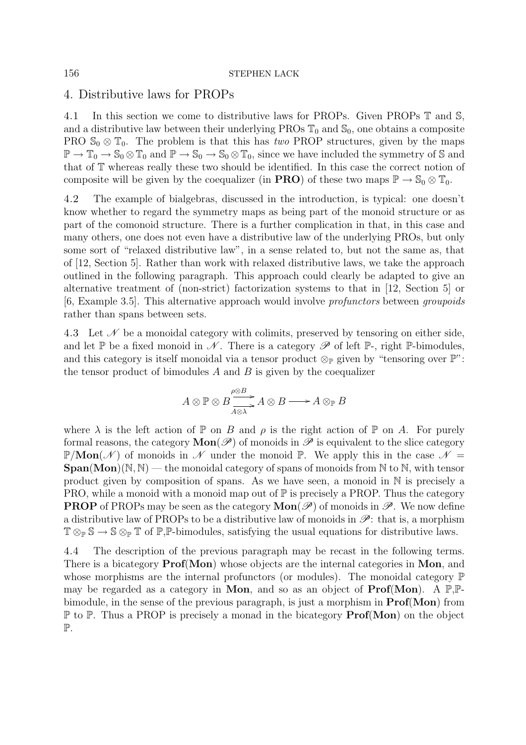## 4. Distributive laws for PROPs

4.1 In this section we come to distributive laws for PROPs. Given PROPs $\mathbb{T}$ and $\mathbb{S}$, and a distributive law between their underlying PROs $\mathbb{T}_0$ and $\mathbb{S}_0$, one obtains a composite PRO $\mathbb{S}_0 \otimes \mathbb{T}_0$. The problem is that this has *two* PROP structures, given by the maps $\mathbb{P} \to \mathbb{T}_0 \to \mathbb{S}_0 \otimes \mathbb{T}_0$ and $\mathbb{P} \to \mathbb{S}_0 \to \mathbb{S}_0 \otimes \mathbb{T}_0$, since we have included the symmetry of $\mathbb{S}$ and that of $\mathbb{T}$ whereas really these two should be identified. In this case the correct notion of composite will be given by the coequalizer (in **PRO**) of these two maps $\mathbb{P} \to \mathbb{S}_0 \otimes \mathbb{T}_0$.

4.2 The example of bialgebras, discussed in the introduction, is typical: one doesn't know whether to regard the symmetry maps as being part of the monoid structure or as part of the comonoid structure. There is a further complication in that, in this case and many others, one does not even have a distributive law of the underlying PROs, but only some sort of "relaxed distributive law", in a sense related to, but not the same as, that of [12, Section 5]. Rather than work with relaxed distributive laws, we take the approach outlined in the following paragraph. This approach could clearly be adapted to give an alternative treatment of (non-strict) factorization systems to that in [12, Section 5] or [6, Example 3.5]. This alternative approach would involve *profunctors* between *groupoids* rather than spans between sets.

4.3 Let $\mathscr{N}$ be a monoidal category with colimits, preserved by tensoring on either side, and let $\mathbb{P}$ be a fixed monoid in $\mathscr{N}$. There is a category $\mathscr{P}$ of left $\mathbb{P}$-, right $\mathbb{P}$-bimodules, and this category is itself monoidal via a tensor product $\otimes_{\mathbb{P}}$ given by "tensoring over $\mathbb{P}$": the tensor product of bimodules $A$ and $B$ is given by the coequalizer

$$A \otimes \mathbb{P} \otimes B \underset{A\otimes\lambda}{\overset{\rho\otimes B}{\rightrightarrows}} A \otimes B \longrightarrow A \otimes_{\mathbb{P}} B$$

where $\lambda$ is the left action of $\mathbb{P}$ on $B$ and $\rho$ is the right action of $\mathbb{P}$ on $A$. For purely formal reasons, the category $\mathbf{Mon}(\mathscr{P})$ of monoids in $\mathscr{P}$ is equivalent to the slice category $\mathbb{P}/\mathbf{Mon}(\mathscr{N})$ of monoids in $\mathscr{N}$ under the monoid $\mathbb{P}$. We apply this in the case $\mathscr{N} = \mathbf{Span}(\mathbf{Mon})(\mathbb{N}, \mathbb{N})$ — the monoidal category of spans of monoids from $\mathbb{N}$ to $\mathbb{N}$, with tensor product given by composition of spans. As we have seen, a monoid in $\mathbb{N}$ is precisely a PRO, while a monoid with a monoid map out of $\mathbb{P}$ is precisely a PROP. Thus the category **PROP** of PROPs may be seen as the category $\mathbf{Mon}(\mathscr{P})$ of monoids in $\mathscr{P}$. We now define a distributive law of PROPs to be a distributive law of monoids in $\mathscr{P}$: that is, a morphism $\mathbb{T} \otimes_{\mathbb{P}} \mathbb{S} \to \mathbb{S} \otimes_{\mathbb{P}} \mathbb{T}$ of $\mathbb{P}$,$\mathbb{P}$-bimodules, satisfying the usual equations for distributive laws.

4.4 The description of the previous paragraph may be recast in the following terms. There is a bicategory $\mathbf{Prof}(\mathbf{Mon})$ whose objects are the internal categories in **Mon**, and whose morphisms are the internal profunctors (or modules). The monoidal category $\mathbb{P}$ may be regarded as a category in **Mon**, and so as an object of $\mathbf{Prof}(\mathbf{Mon})$. A $\mathbb{P}$,$\mathbb{P}$-bimodule, in the sense of the previous paragraph, is just a morphism in $\mathbf{Prof}(\mathbf{Mon})$ from $\mathbb{P}$ to $\mathbb{P}$. Thus a PROP is precisely a monad in the bicategory $\mathbf{Prof}(\mathbf{Mon})$ on the object $\mathbb{P}$.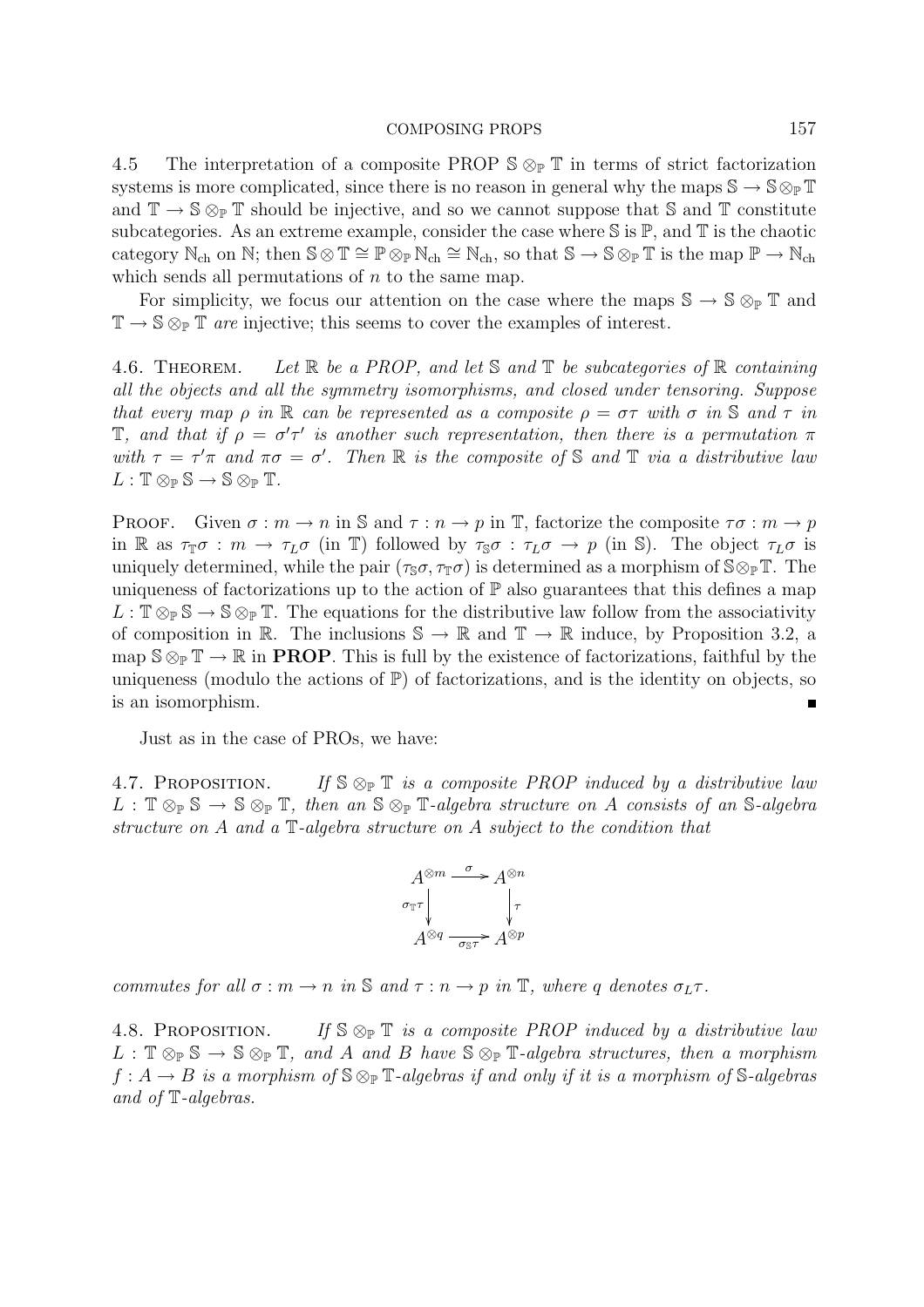4.5 The interpretation of a composite PROP $\mathbb{S} \otimes_{\mathbb{P}} \mathbb{T}$ in terms of strict factorization systems is more complicated, since there is no reason in general why the maps $\mathbb{S} \to \mathbb{S} \otimes_{\mathbb{P}} \mathbb{T}$ and $\mathbb{T} \to \mathbb{S} \otimes_{\mathbb{P}} \mathbb{T}$ should be injective, and so we cannot suppose that $\mathbb{S}$ and $\mathbb{T}$ constitute subcategories. As an extreme example, consider the case where $\mathbb{S}$ is $\mathbb{P}$, and $\mathbb{T}$ is the chaotic category $\mathbb{N}_{\text{ch}}$ on $\mathbb{N}$; then $\mathbb{S} \otimes \mathbb{T} \cong \mathbb{P} \otimes_{\mathbb{P}} \mathbb{N}_{\text{ch}} \cong \mathbb{N}_{\text{ch}}$, so that $\mathbb{S} \to \mathbb{S} \otimes_{\mathbb{P}} \mathbb{T}$ is the map $\mathbb{P} \to \mathbb{N}_{\text{ch}}$ which sends all permutations of $n$ to the same map.

For simplicity, we focus our attention on the case where the maps $\mathbb{S} \to \mathbb{S} \otimes_{\mathbb{P}} \mathbb{T}$ and $\mathbb{T} \to \mathbb{S} \otimes_{\mathbb{P}} \mathbb{T}$ *are* injective; this seems to cover the examples of interest.

4.6. Theorem. *Let $\mathbb{R}$ be a PROP, and let $\mathbb{S}$ and $\mathbb{T}$ be subcategories of $\mathbb{R}$ containing all the objects and all the symmetry isomorphisms, and closed under tensoring. Suppose that every map $\rho$ in $\mathbb{R}$ can be represented as a composite $\rho = \sigma\tau$ with $\sigma$ in $\mathbb{S}$ and $\tau$ in $\mathbb{T}$, and that if $\rho = \sigma'\tau'$ is another such representation, then there is a permutation $\pi$ with $\tau = \tau'\pi$ and $\pi\sigma = \sigma'$. Then $\mathbb{R}$ is the composite of $\mathbb{S}$ and $\mathbb{T}$ via a distributive law $L : \mathbb{T} \otimes_{\mathbb{P}} \mathbb{S} \to \mathbb{S} \otimes_{\mathbb{P}} \mathbb{T}$.*

Proof. Given $\sigma : m \to n$ in $\mathbb{S}$ and $\tau : n \to p$ in $\mathbb{T}$, factorize the composite $\tau\sigma : m \to p$ in $\mathbb{R}$ as $\tau_{\mathbb{T}}\sigma : m \to \tau_L\sigma$ (in $\mathbb{T}$) followed by $\tau_{\mathbb{S}}\sigma : \tau_L\sigma \to p$ (in $\mathbb{S}$). The object $\tau_L\sigma$ is uniquely determined, while the pair $(\tau_{\mathbb{S}}\sigma, \tau_{\mathbb{T}}\sigma)$ is determined as a morphism of $\mathbb{S} \otimes_{\mathbb{P}} \mathbb{T}$. The uniqueness of factorizations up to the action of $\mathbb{P}$ also guarantees that this defines a map $L : \mathbb{T} \otimes_{\mathbb{P}} \mathbb{S} \to \mathbb{S} \otimes_{\mathbb{P}} \mathbb{T}$. The equations for the distributive law follow from the associativity of composition in $\mathbb{R}$. The inclusions $\mathbb{S} \to \mathbb{R}$ and $\mathbb{T} \to \mathbb{R}$ induce, by Proposition 3.2, a map $\mathbb{S} \otimes_{\mathbb{P}} \mathbb{T} \to \mathbb{R}$ in **PROP**. This is full by the existence of factorizations, faithful by the uniqueness (modulo the actions of $\mathbb{P}$) of factorizations, and is the identity on objects, so is an isomorphism. ∎

Just as in the case of PROs, we have:

4.7. Proposition. *If $\mathbb{S} \otimes_{\mathbb{P}} \mathbb{T}$ is a composite PROP induced by a distributive law $L : \mathbb{T} \otimes_{\mathbb{P}} \mathbb{S} \to \mathbb{S} \otimes_{\mathbb{P}} \mathbb{T}$, then an $\mathbb{S} \otimes_{\mathbb{P}} \mathbb{T}$-algebra structure on $A$ consists of an $\mathbb{S}$-algebra structure on $A$ and a $\mathbb{T}$-algebra structure on $A$ subject to the condition that*

$$\begin{array}{ccc} A^{\otimes m} & \xrightarrow{\sigma} & A^{\otimes n} \\ {\scriptstyle \sigma_{\mathbb{T}}\tau}\downarrow & & \downarrow{\scriptstyle \tau} \\ A^{\otimes q} & \xrightarrow[\sigma_{\mathbb{S}}\tau]{} & A^{\otimes p} \end{array}$$

*commutes for all $\sigma : m \to n$ in $\mathbb{S}$ and $\tau : n \to p$ in $\mathbb{T}$, where $q$ denotes $\sigma_L\tau$.*

4.8. Proposition. *If $\mathbb{S} \otimes_{\mathbb{P}} \mathbb{T}$ is a composite PROP induced by a distributive law $L : \mathbb{T} \otimes_{\mathbb{P}} \mathbb{S} \to \mathbb{S} \otimes_{\mathbb{P}} \mathbb{T}$, and $A$ and $B$ have $\mathbb{S} \otimes_{\mathbb{P}} \mathbb{T}$-algebra structures, then a morphism $f : A \to B$ is a morphism of $\mathbb{S} \otimes_{\mathbb{P}} \mathbb{T}$-algebras if and only if it is a morphism of $\mathbb{S}$-algebras and of $\mathbb{T}$-algebras.*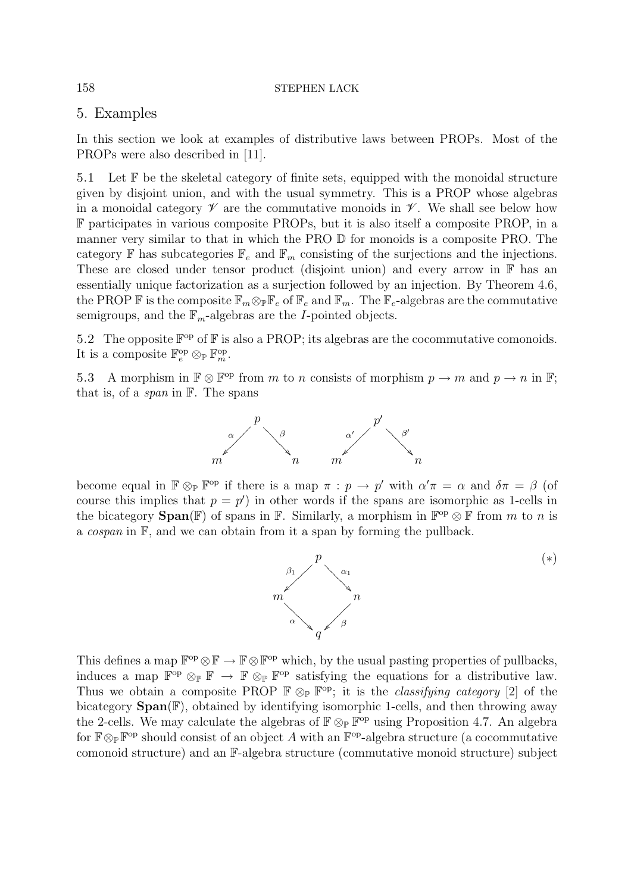## 5. Examples

In this section we look at examples of distributive laws between PROPs. Most of the PROPs were also described in [11].

5.1 Let $\mathbb{F}$ be the skeletal category of finite sets, equipped with the monoidal structure given by disjoint union, and with the usual symmetry. This is a PROP whose algebras in a monoidal category $\mathscr{V}$ are the commutative monoids in $\mathscr{V}$. We shall see below how $\mathbb{F}$ participates in various composite PROPs, but it is also itself a composite PROP, in a manner very similar to that in which the PRO $\mathbb{D}$ for monoids is a composite PRO. The category $\mathbb{F}$ has subcategories $\mathbb{F}_e$ and $\mathbb{F}_m$ consisting of the surjections and the injections. These are closed under tensor product (disjoint union) and every arrow in $\mathbb{F}$ has an essentially unique factorization as a surjection followed by an injection. By Theorem 4.6, the PROP $\mathbb{F}$ is the composite $\mathbb{F}_m \otimes_{\mathbb{P}} \mathbb{F}_e$ of $\mathbb{F}_e$ and $\mathbb{F}_m$. The $\mathbb{F}_e$-algebras are the commutative semigroups, and the $\mathbb{F}_m$-algebras are the $I$-pointed objects.

5.2 The opposite $\mathbb{F}^{\mathrm{op}}$ of $\mathbb{F}$ is also a PROP; its algebras are the cocommutative comonoids. It is a composite $\mathbb{F}_e^{\mathrm{op}} \otimes_{\mathbb{P}} \mathbb{F}_m^{\mathrm{op}}$.

5.3 A morphism in $\mathbb{F} \otimes \mathbb{F}^{\mathrm{op}}$ from $m$ to $n$ consists of morphism $p \to m$ and $p \to n$ in $\mathbb{F}$; that is, of a *span* in $\mathbb{F}$. The spans

$$m \xleftarrow{\alpha} p \xrightarrow{\beta} n \qquad\qquad m \xleftarrow{\alpha'} p' \xrightarrow{\beta'} n$$

become equal in $\mathbb{F} \otimes_{\mathbb{P}} \mathbb{F}^{\mathrm{op}}$ if there is a map $\pi : p \to p'$ with $\alpha'\pi = \alpha$ and $\delta\pi = \beta$ (of course this implies that $p = p'$) in other words if the spans are isomorphic as 1-cells in the bicategory $\mathbf{Span}(\mathbb{F})$ of spans in $\mathbb{F}$. Similarly, a morphism in $\mathbb{F}^{\mathrm{op}} \otimes \mathbb{F}$ from $m$ to $n$ is a *cospan* in $\mathbb{F}$, and we can obtain from it a span by forming the pullback.

$$\begin{array}{ccccc} & & p & & \\ & {\scriptstyle\beta_1}\swarrow & & \searrow{\scriptstyle\alpha_1} & \\ m & & & & n \\ & {\scriptstyle\alpha}\searrow & & \swarrow{\scriptstyle\beta} & \\ & & q & & \end{array} \qquad (*)$$

This defines a map $\mathbb{F}^{\mathrm{op}} \otimes \mathbb{F} \to \mathbb{F} \otimes \mathbb{F}^{\mathrm{op}}$ which, by the usual pasting properties of pullbacks, induces a map $\mathbb{F}^{\mathrm{op}} \otimes_{\mathbb{P}} \mathbb{F} \to \mathbb{F} \otimes_{\mathbb{P}} \mathbb{F}^{\mathrm{op}}$ satisfying the equations for a distributive law. Thus we obtain a composite PROP $\mathbb{F} \otimes_{\mathbb{P}} \mathbb{F}^{\mathrm{op}}$; it is the *classifying category* [2] of the bicategory $\mathbf{Span}(\mathbb{F})$, obtained by identifying isomorphic 1-cells, and then throwing away the 2-cells. We may calculate the algebras of $\mathbb{F} \otimes_{\mathbb{P}} \mathbb{F}^{\mathrm{op}}$ using Proposition 4.7. An algebra for $\mathbb{F} \otimes_{\mathbb{P}} \mathbb{F}^{\mathrm{op}}$ should consist of an object $A$ with an $\mathbb{F}^{\mathrm{op}}$-algebra structure (a cocommutative comonoid structure) and an $\mathbb{F}$-algebra structure (commutative monoid structure) subject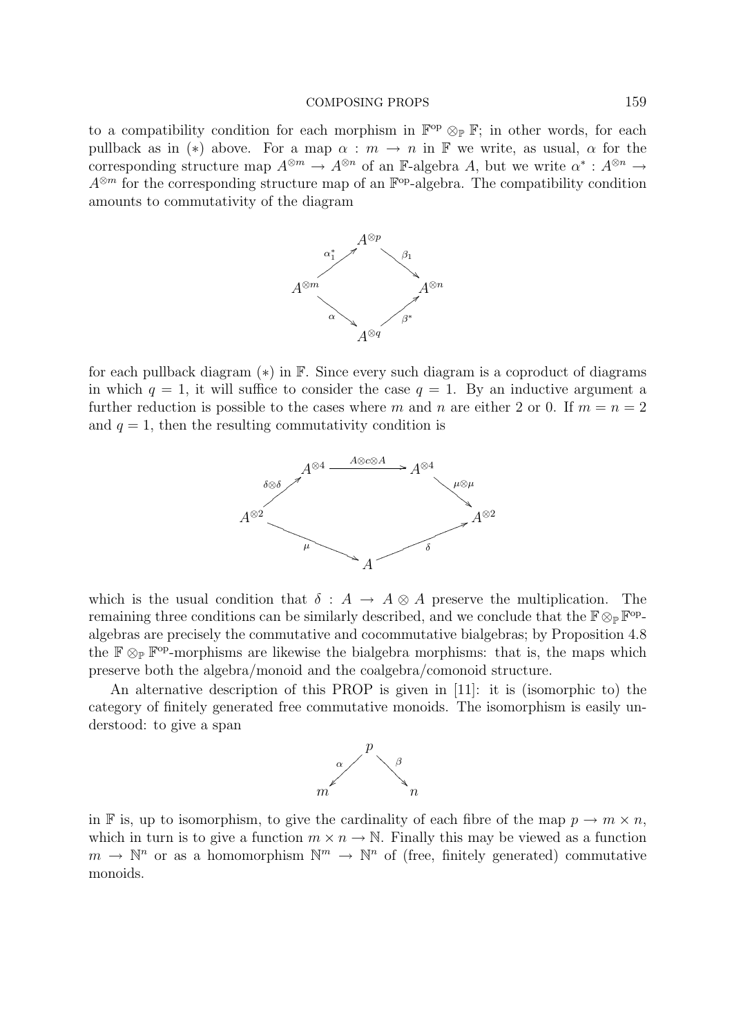to a compatibility condition for each morphism in $\mathbb{F}^{\mathrm{op}} \otimes_{\mathbb{P}} \mathbb{F}$; in other words, for each pullback as in $(*)$ above. For a map $\alpha : m \to n$ in $\mathbb{F}$ we write, as usual, $\alpha$ for the corresponding structure map $A^{\otimes m} \to A^{\otimes n}$ of an $\mathbb{F}$-algebra $A$, but we write $\alpha^* : A^{\otimes n} \to A^{\otimes m}$ for the corresponding structure map of an $\mathbb{F}^{\mathrm{op}}$-algebra. The compatibility condition amounts to commutativity of the diagram

$$\begin{array}{ccccc} & & A^{\otimes p} & & \\ & \overset{\alpha_1^*}{\nearrow} & & \overset{\beta_1}{\searrow} & \\ A^{\otimes m} & & & & A^{\otimes n} \\ & \underset{\alpha}{\searrow} & & \underset{\beta^*}{\nearrow} & \\ & & A^{\otimes q} & & \end{array}$$

for each pullback diagram $(*)$ in $\mathbb{F}$. Since every such diagram is a coproduct of diagrams in which $q = 1$, it will suffice to consider the case $q = 1$. By an inductive argument a further reduction is possible to the cases where $m$ and $n$ are either 2 or 0. If $m = n = 2$ and $q = 1$, then the resulting commutativity condition is

$$\begin{array}{ccccccc} & & A^{\otimes 4} & \xrightarrow{A \otimes c \otimes A} & A^{\otimes 4} & & \\ & \overset{\delta \otimes \delta}{\nearrow} & & & & \overset{\mu \otimes \mu}{\searrow} & \\ A^{\otimes 2} & & & & & & A^{\otimes 2} \\ & & \underset{\mu}{\searrow} & & \underset{\delta}{\nearrow} & & \\ & & & A & & & \end{array}$$

which is the usual condition that $\delta : A \to A \otimes A$ preserve the multiplication. The remaining three conditions can be similarly described, and we conclude that the $\mathbb{F} \otimes_{\mathbb{P}} \mathbb{F}^{\mathrm{op}}$-algebras are precisely the commutative and cocommutative bialgebras; by Proposition 4.8 the $\mathbb{F} \otimes_{\mathbb{P}} \mathbb{F}^{\mathrm{op}}$-morphisms are likewise the bialgebra morphisms: that is, the maps which preserve both the algebra/monoid and the coalgebra/comonoid structure.

An alternative description of this PROP is given in [11]: it is (isomorphic to) the category of finitely generated free commutative monoids. The isomorphism is easily understood: to give a span

$$m \xleftarrow{\alpha} p \xrightarrow{\beta} n$$

in $\mathbb{F}$ is, up to isomorphism, to give the cardinality of each fibre of the map $p \to m \times n$, which in turn is to give a function $m \times n \to \mathbb{N}$. Finally this may be viewed as a function $m \to \mathbb{N}^n$ or as a homomorphism $\mathbb{N}^m \to \mathbb{N}^n$ of (free, finitely generated) commutative monoids.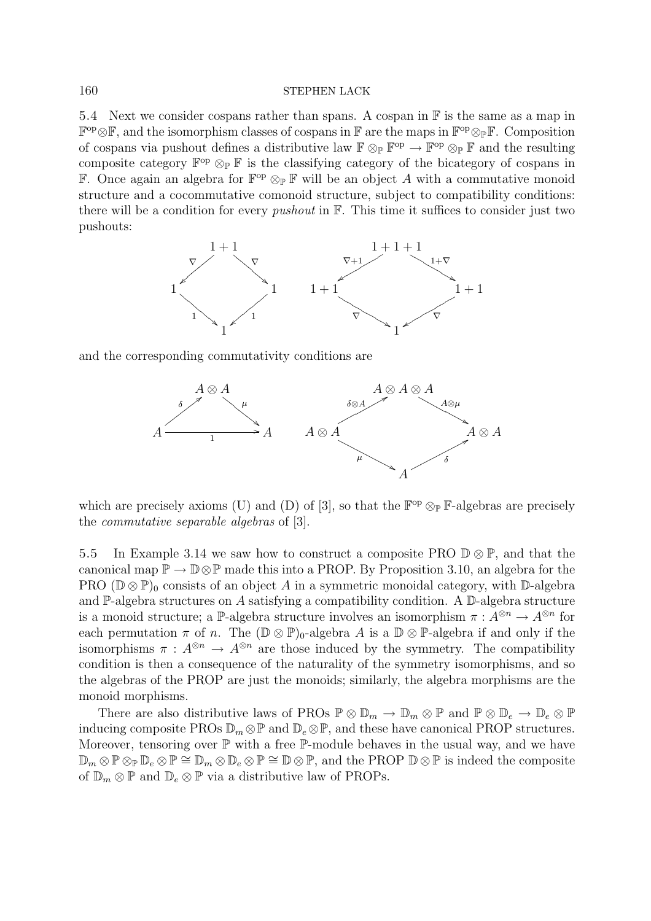5.4 Next we consider cospans rather than spans. A cospan in $\mathbb{F}$ is the same as a map in $\mathbb{F}^{\mathrm{op}} \otimes \mathbb{F}$, and the isomorphism classes of cospans in $\mathbb{F}$ are the maps in $\mathbb{F}^{\mathrm{op}} \otimes_{\mathbb{P}} \mathbb{F}$. Composition of cospans via pushout defines a distributive law $\mathbb{F} \otimes_{\mathbb{P}} \mathbb{F}^{\mathrm{op}} \to \mathbb{F}^{\mathrm{op}} \otimes_{\mathbb{P}} \mathbb{F}$ and the resulting composite category $\mathbb{F}^{\mathrm{op}} \otimes_{\mathbb{P}} \mathbb{F}$ is the classifying category of the bicategory of cospans in $\mathbb{F}$. Once again an algebra for $\mathbb{F}^{\mathrm{op}} \otimes_{\mathbb{P}} \mathbb{F}$ will be an object $A$ with a commutative monoid structure and a cocommutative comonoid structure, subject to compatibility conditions: there will be a condition for every *pushout* in $\mathbb{F}$. This time it suffices to consider just two pushouts:

$$
\begin{array}{ccc}
 & 1+1 & \\
{}^{\nabla}\swarrow & & \searrow^{\nabla} \\
1 & & 1 \\
{}_{1}\searrow & & \swarrow_{1} \\
 & 1 &
\end{array}
\qquad
\begin{array}{ccc}
 & 1+1+1 & \\
{}^{\nabla+1}\swarrow & & \searrow^{1+\nabla} \\
1+1 & & 1+1 \\
{}_{\nabla}\searrow & & \swarrow_{\nabla} \\
 & 1 &
\end{array}
$$

and the corresponding commutativity conditions are

$$
\begin{array}{ccc}
 & A \otimes A & \\
{}^{\delta}\nearrow & & \searrow^{\mu} \\
A & \xrightarrow[1]{} & A
\end{array}
\qquad
\begin{array}{ccc}
 & A \otimes A \otimes A & \\
{}^{\delta \otimes A}\nearrow & & \searrow^{A \otimes \mu} \\
A \otimes A & & A \otimes A \\
{}_{\mu}\searrow & & \nearrow_{\delta} \\
 & A &
\end{array}
$$

which are precisely axioms (U) and (D) of [3], so that the $\mathbb{F}^{\mathrm{op}} \otimes_{\mathbb{P}} \mathbb{F}$-algebras are precisely the *commutative separable algebras* of [3].

5.5 In Example 3.14 we saw how to construct a composite PRO $\mathbb{D} \otimes \mathbb{P}$, and that the canonical map $\mathbb{P} \to \mathbb{D} \otimes \mathbb{P}$ made this into a PROP. By Proposition 3.10, an algebra for the PRO $(\mathbb{D} \otimes \mathbb{P})_0$ consists of an object $A$ in a symmetric monoidal category, with $\mathbb{D}$-algebra and $\mathbb{P}$-algebra structures on $A$ satisfying a compatibility condition. A $\mathbb{D}$-algebra structure is a monoid structure; a $\mathbb{P}$-algebra structure involves an isomorphism $\pi : A^{\otimes n} \to A^{\otimes n}$ for each permutation $\pi$ of $n$. The $(\mathbb{D} \otimes \mathbb{P})_0$-algebra $A$ is a $\mathbb{D} \otimes \mathbb{P}$-algebra if and only if the isomorphisms $\pi : A^{\otimes n} \to A^{\otimes n}$ are those induced by the symmetry. The compatibility condition is then a consequence of the naturality of the symmetry isomorphisms, and so the algebras of the PROP are just the monoids; similarly, the algebra morphisms are the monoid morphisms.

There are also distributive laws of PROs $\mathbb{P} \otimes \mathbb{D}_m \to \mathbb{D}_m \otimes \mathbb{P}$ and $\mathbb{P} \otimes \mathbb{D}_e \to \mathbb{D}_e \otimes \mathbb{P}$ inducing composite PROs $\mathbb{D}_m \otimes \mathbb{P}$ and $\mathbb{D}_e \otimes \mathbb{P}$, and these have canonical PROP structures. Moreover, tensoring over $\mathbb{P}$ with a free $\mathbb{P}$-module behaves in the usual way, and we have $\mathbb{D}_m \otimes \mathbb{P} \otimes_{\mathbb{P}} \mathbb{D}_e \otimes \mathbb{P} \cong \mathbb{D}_m \otimes \mathbb{D}_e \otimes \mathbb{P} \cong \mathbb{D} \otimes \mathbb{P}$, and the PROP $\mathbb{D} \otimes \mathbb{P}$ is indeed the composite of $\mathbb{D}_m \otimes \mathbb{P}$ and $\mathbb{D}_e \otimes \mathbb{P}$ via a distributive law of PROPs.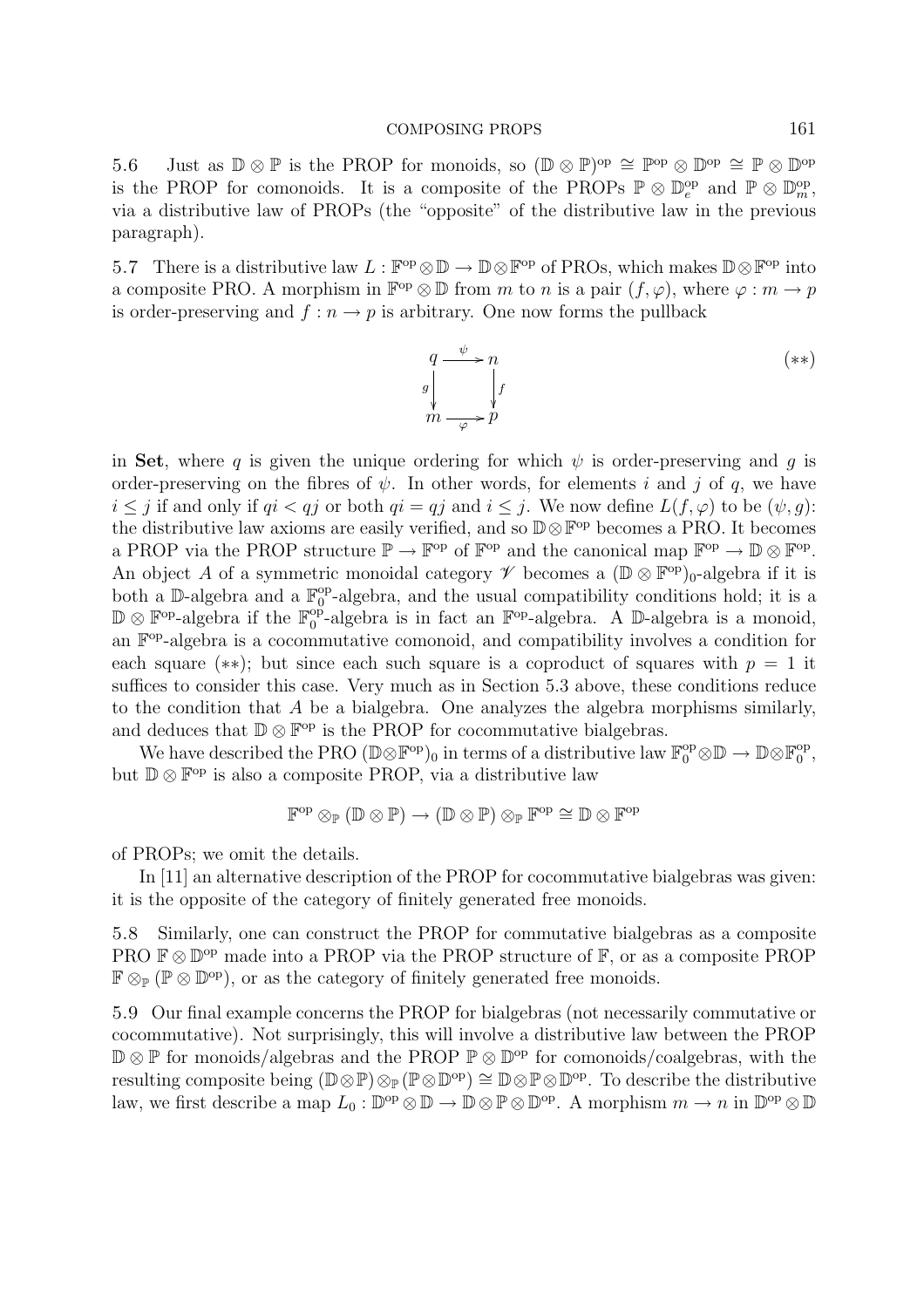5.6 Just as $\mathbb{D} \otimes \mathbb{P}$ is the PROP for monoids, so $(\mathbb{D} \otimes \mathbb{P})^{\mathrm{op}} \cong \mathbb{P}^{\mathrm{op}} \otimes \mathbb{D}^{\mathrm{op}} \cong \mathbb{P} \otimes \mathbb{D}^{\mathrm{op}}$ is the PROP for comonoids. It is a composite of the PROPs $\mathbb{P} \otimes \mathbb{D}_e^{\mathrm{op}}$ and $\mathbb{P} \otimes \mathbb{D}_m^{\mathrm{op}}$, via a distributive law of PROPs (the "opposite" of the distributive law in the previous paragraph).

5.7 There is a distributive law $L : \mathbb{F}^{\mathrm{op}} \otimes \mathbb{D} \to \mathbb{D} \otimes \mathbb{F}^{\mathrm{op}}$ of PROs, which makes $\mathbb{D} \otimes \mathbb{F}^{\mathrm{op}}$ into a composite PRO. A morphism in $\mathbb{F}^{\mathrm{op}} \otimes \mathbb{D}$ from $m$ to $n$ is a pair $(f, \varphi)$, where $\varphi : m \to p$ is order-preserving and $f : n \to p$ is arbitrary. One now forms the pullback

$$\begin{array}{ccc} q & \xrightarrow{\psi} & n \\ {\scriptstyle g}\downarrow & & \downarrow{\scriptstyle f} \\ m & \xrightarrow[\varphi]{} & p \end{array} \qquad (**)$$

in **Set**, where $q$ is given the unique ordering for which $\psi$ is order-preserving and $g$ is order-preserving on the fibres of $\psi$. In other words, for elements $i$ and $j$ of $q$, we have $i \leq j$ if and only if $qi < qj$ or both $qi = qj$ and $i \leq j$. We now define $L(f, \varphi)$ to be $(\psi, g)$: the distributive law axioms are easily verified, and so $\mathbb{D} \otimes \mathbb{F}^{\mathrm{op}}$ becomes a PRO. It becomes a PROP via the PROP structure $\mathbb{P} \to \mathbb{F}^{\mathrm{op}}$ of $\mathbb{F}^{\mathrm{op}}$ and the canonical map $\mathbb{F}^{\mathrm{op}} \to \mathbb{D} \otimes \mathbb{F}^{\mathrm{op}}$. An object $A$ of a symmetric monoidal category $\mathscr{V}$ becomes a $(\mathbb{D} \otimes \mathbb{F}^{\mathrm{op}})_0$-algebra if it is both a $\mathbb{D}$-algebra and a $\mathbb{F}_0^{\mathrm{op}}$-algebra, and the usual compatibility conditions hold; it is a $\mathbb{D} \otimes \mathbb{F}^{\mathrm{op}}$-algebra if the $\mathbb{F}_0^{\mathrm{op}}$-algebra is in fact an $\mathbb{F}^{\mathrm{op}}$-algebra. A $\mathbb{D}$-algebra is a monoid, an $\mathbb{F}^{\mathrm{op}}$-algebra is a cocommutative comonoid, and compatibility involves a condition for each square $(**)$; but since each such square is a coproduct of squares with $p = 1$ it suffices to consider this case. Very much as in Section 5.3 above, these conditions reduce to the condition that $A$ be a bialgebra. One analyzes the algebra morphisms similarly, and deduces that $\mathbb{D} \otimes \mathbb{F}^{\mathrm{op}}$ is the PROP for cocommutative bialgebras.

We have described the PRO $(\mathbb{D} \otimes \mathbb{F}^{\mathrm{op}})_0$ in terms of a distributive law $\mathbb{F}_0^{\mathrm{op}} \otimes \mathbb{D} \to \mathbb{D} \otimes \mathbb{F}_0^{\mathrm{op}}$, but $\mathbb{D} \otimes \mathbb{F}^{\mathrm{op}}$ is also a composite PROP, via a distributive law

$$\mathbb{F}^{\mathrm{op}} \otimes_{\mathbb{P}} (\mathbb{D} \otimes \mathbb{P}) \to (\mathbb{D} \otimes \mathbb{P}) \otimes_{\mathbb{P}} \mathbb{F}^{\mathrm{op}} \cong \mathbb{D} \otimes \mathbb{F}^{\mathrm{op}}$$

of PROPs; we omit the details.

In [11] an alternative description of the PROP for cocommutative bialgebras was given: it is the opposite of the category of finitely generated free monoids.

5.8 Similarly, one can construct the PROP for commutative bialgebras as a composite PRO $\mathbb{F} \otimes \mathbb{D}^{\mathrm{op}}$ made into a PROP via the PROP structure of $\mathbb{F}$, or as a composite PROP $\mathbb{F} \otimes_{\mathbb{P}} (\mathbb{P} \otimes \mathbb{D}^{\mathrm{op}})$, or as the category of finitely generated free monoids.

5.9 Our final example concerns the PROP for bialgebras (not necessarily commutative or cocommutative). Not surprisingly, this will involve a distributive law between the PROP $\mathbb{D} \otimes \mathbb{P}$ for monoids/algebras and the PROP $\mathbb{P} \otimes \mathbb{D}^{\mathrm{op}}$ for comonoids/coalgebras, with the resulting composite being $(\mathbb{D} \otimes \mathbb{P}) \otimes_{\mathbb{P}} (\mathbb{P} \otimes \mathbb{D}^{\mathrm{op}}) \cong \mathbb{D} \otimes \mathbb{P} \otimes \mathbb{D}^{\mathrm{op}}$. To describe the distributive law, we first describe a map $L_0 : \mathbb{D}^{\mathrm{op}} \otimes \mathbb{D} \to \mathbb{D} \otimes \mathbb{P} \otimes \mathbb{D}^{\mathrm{op}}$. A morphism $m \to n$ in $\mathbb{D}^{\mathrm{op}} \otimes \mathbb{D}$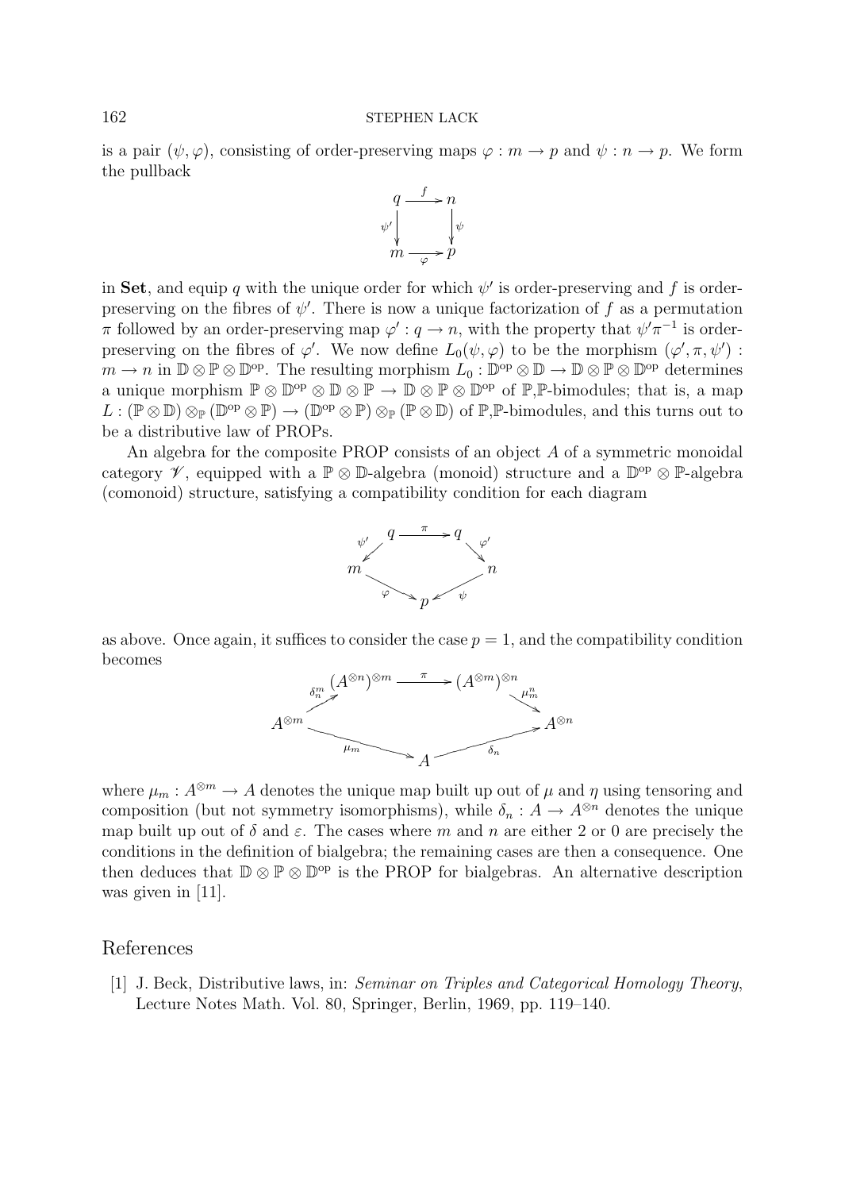is a pair $(\psi, \varphi)$, consisting of order-preserving maps $\varphi : m \to p$ and $\psi : n \to p$. We form the pullback

$$\begin{array}{ccc} q & \xrightarrow{f} & n \\ {\scriptstyle \psi'}\downarrow & & \downarrow{\scriptstyle \psi} \\ m & \xrightarrow[\varphi]{} & p \end{array}$$

in **Set**, and equip $q$ with the unique order for which $\psi'$ is order-preserving and $f$ is order-preserving on the fibres of $\psi'$. There is now a unique factorization of $f$ as a permutation $\pi$ followed by an order-preserving map $\varphi' : q \to n$, with the property that $\psi'\pi^{-1}$ is order-preserving on the fibres of $\varphi'$. We now define $L_0(\psi, \varphi)$ to be the morphism $(\varphi', \pi, \psi') : m \to n$ in $\mathbb{D} \otimes \mathbb{P} \otimes \mathbb{D}^{\mathrm{op}}$. The resulting morphism $L_0 : \mathbb{D}^{\mathrm{op}} \otimes \mathbb{D} \to \mathbb{D} \otimes \mathbb{P} \otimes \mathbb{D}^{\mathrm{op}}$ determines a unique morphism $\mathbb{P} \otimes \mathbb{D}^{\mathrm{op}} \otimes \mathbb{D} \otimes \mathbb{P} \to \mathbb{D} \otimes \mathbb{P} \otimes \mathbb{D}^{\mathrm{op}}$ of $\mathbb{P}$,$\mathbb{P}$-bimodules; that is, a map $L : (\mathbb{P} \otimes \mathbb{D}) \otimes_{\mathbb{P}} (\mathbb{D}^{\mathrm{op}} \otimes \mathbb{P}) \to (\mathbb{D}^{\mathrm{op}} \otimes \mathbb{P}) \otimes_{\mathbb{P}} (\mathbb{P} \otimes \mathbb{D})$ of $\mathbb{P}$,$\mathbb{P}$-bimodules, and this turns out to be a distributive law of PROPs.

An algebra for the composite PROP consists of an object $A$ of a symmetric monoidal category $\mathscr{V}$, equipped with a $\mathbb{P} \otimes \mathbb{D}$-algebra (monoid) structure and a $\mathbb{D}^{\mathrm{op}} \otimes \mathbb{P}$-algebra (comonoid) structure, satisfying a compatibility condition for each diagram

$$\begin{array}{ccccc} & q & \xrightarrow{\pi} & q & \\ {\scriptstyle \psi'}\swarrow & & & & \searrow{\scriptstyle \varphi'} \\ m & & & & n \\ & {\scriptstyle \varphi}\searrow & p & \swarrow{\scriptstyle \psi} & \end{array}$$

as above. Once again, it suffices to consider the case $p = 1$, and the compatibility condition becomes

$$\begin{array}{ccccc} & (A^{\otimes n})^{\otimes m} & \xrightarrow{\pi} & (A^{\otimes m})^{\otimes n} & \\ {\scriptstyle \delta_n^m}\nearrow & & & & \searrow{\scriptstyle \mu_m^n} \\ A^{\otimes m} & & & & A^{\otimes n} \\ & {\scriptstyle \mu_m}\searrow & A & \nearrow{\scriptstyle \delta_n} & \end{array}$$

where $\mu_m : A^{\otimes m} \to A$ denotes the unique map built up out of $\mu$ and $\eta$ using tensoring and composition (but not symmetry isomorphisms), while $\delta_n : A \to A^{\otimes n}$ denotes the unique map built up out of $\delta$ and $\varepsilon$. The cases where $m$ and $n$ are either 2 or 0 are precisely the conditions in the definition of bialgebra; the remaining cases are then a consequence. One then deduces that $\mathbb{D} \otimes \mathbb{P} \otimes \mathbb{D}^{\mathrm{op}}$ is the PROP for bialgebras. An alternative description was given in [11].

## References

[1] J. Beck, Distributive laws, in: *Seminar on Triples and Categorical Homology Theory*, Lecture Notes Math. Vol. 80, Springer, Berlin, 1969, pp. 119–140.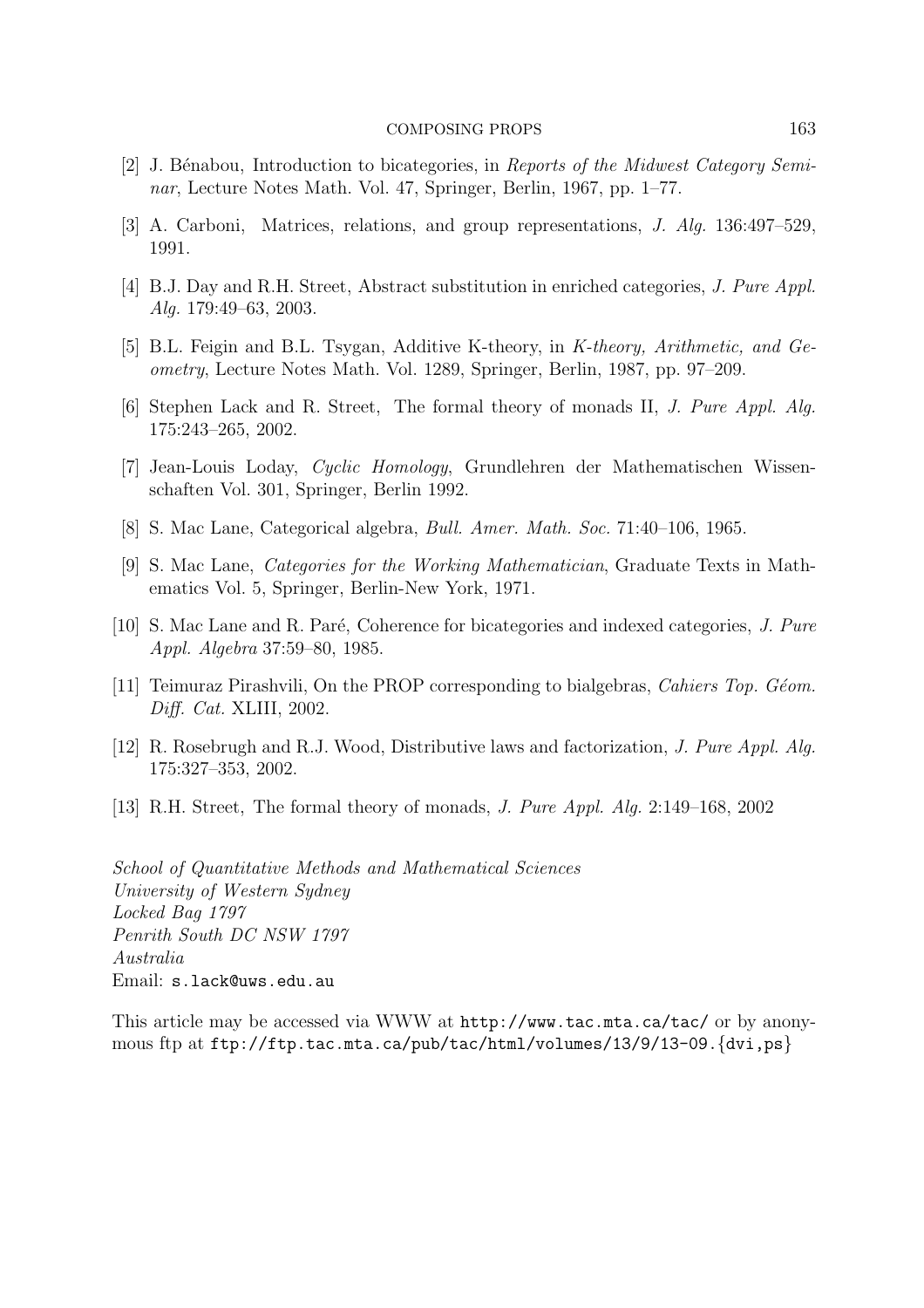[2] J. Bénabou, Introduction to bicategories, in *Reports of the Midwest Category Seminar*, Lecture Notes Math. Vol. 47, Springer, Berlin, 1967, pp. 1–77.

[3] A. Carboni, Matrices, relations, and group representations, *J. Alg.* 136:497–529, 1991.

[4] B.J. Day and R.H. Street, Abstract substitution in enriched categories, *J. Pure Appl. Alg.* 179:49–63, 2003.

[5] B.L. Feigin and B.L. Tsygan, Additive K-theory, in *K-theory, Arithmetic, and Geometry*, Lecture Notes Math. Vol. 1289, Springer, Berlin, 1987, pp. 97–209.

[6] Stephen Lack and R. Street, The formal theory of monads II, *J. Pure Appl. Alg.* 175:243–265, 2002.

[7] Jean-Louis Loday, *Cyclic Homology*, Grundlehren der Mathematischen Wissenschaften Vol. 301, Springer, Berlin 1992.

[8] S. Mac Lane, Categorical algebra, *Bull. Amer. Math. Soc.* 71:40–106, 1965.

[9] S. Mac Lane, *Categories for the Working Mathematician*, Graduate Texts in Mathematics Vol. 5, Springer, Berlin-New York, 1971.

[10] S. Mac Lane and R. Paré, Coherence for bicategories and indexed categories, *J. Pure Appl. Algebra* 37:59–80, 1985.

[11] Teimuraz Pirashvili, On the PROP corresponding to bialgebras, *Cahiers Top. Géom. Diff. Cat.* XLIII, 2002.

[12] R. Rosebrugh and R.J. Wood, Distributive laws and factorization, *J. Pure Appl. Alg.* 175:327–353, 2002.

[13] R.H. Street, The formal theory of monads, *J. Pure Appl. Alg.* 2:149–168, 2002

*School of Quantitative Methods and Mathematical Sciences*
*University of Western Sydney*
*Locked Bag 1797*
*Penrith South DC NSW 1797*
*Australia*
Email: s.lack@uws.edu.au

This article may be accessed via WWW at http://www.tac.mta.ca/tac/ or by anonymous ftp at ftp://ftp.tac.mta.ca/pub/tac/html/volumes/13/9/13-09.{dvi,ps}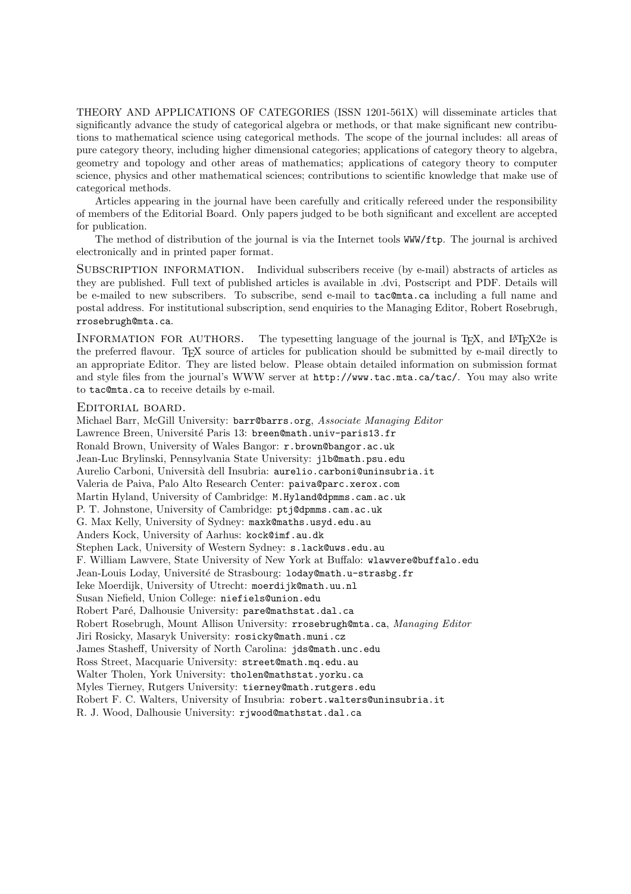THEORY AND APPLICATIONS OF CATEGORIES (ISSN 1201-561X) will disseminate articles that significantly advance the study of categorical algebra or methods, or that make significant new contributions to mathematical science using categorical methods. The scope of the journal includes: all areas of pure category theory, including higher dimensional categories; applications of category theory to algebra, geometry and topology and other areas of mathematics; applications of category theory to computer science, physics and other mathematical sciences; contributions to scientific knowledge that make use of categorical methods.

Articles appearing in the journal have been carefully and critically refereed under the responsibility of members of the Editorial Board. Only papers judged to be both significant and excellent are accepted for publication.

The method of distribution of the journal is via the Internet tools `WWW/ftp`. The journal is archived electronically and in printed paper format.

Subscription information. Individual subscribers receive (by e-mail) abstracts of articles as they are published. Full text of published articles is available in .dvi, Postscript and PDF. Details will be e-mailed to new subscribers. To subscribe, send e-mail to `tac@mta.ca` including a full name and postal address. For institutional subscription, send enquiries to the Managing Editor, Robert Rosebrugh, `rrosebrugh@mta.ca`.

Information for authors. The typesetting language of the journal is TeX, and LaTeX2e is the preferred flavour. TeX source of articles for publication should be submitted by e-mail directly to an appropriate Editor. They are listed below. Please obtain detailed information on submission format and style files from the journal's WWW server at `http://www.tac.mta.ca/tac/`. You may also write to `tac@mta.ca` to receive details by e-mail.

Editorial board.

Michael Barr, McGill University: `barr@barrs.org`, *Associate Managing Editor*
Lawrence Breen, Université Paris 13: `breen@math.univ-paris13.fr`
Ronald Brown, University of Wales Bangor: `r.brown@bangor.ac.uk`
Jean-Luc Brylinski, Pennsylvania State University: `jlb@math.psu.edu`
Aurelio Carboni, Università dell Insubria: `aurelio.carboni@uninsubria.it`
Valeria de Paiva, Palo Alto Research Center: `paiva@parc.xerox.com`
Martin Hyland, University of Cambridge: `M.Hyland@dpmms.cam.ac.uk`
P. T. Johnstone, University of Cambridge: `ptj@dpmms.cam.ac.uk`
G. Max Kelly, University of Sydney: `maxk@maths.usyd.edu.au`
Anders Kock, University of Aarhus: `kock@imf.au.dk`
Stephen Lack, University of Western Sydney: `s.lack@uws.edu.au`
F. William Lawvere, State University of New York at Buffalo: `wlawvere@buffalo.edu`
Jean-Louis Loday, Université de Strasbourg: `loday@math.u-strasbg.fr`
Ieke Moerdijk, University of Utrecht: `moerdijk@math.uu.nl`
Susan Niefield, Union College: `niefiels@union.edu`
Robert Paré, Dalhousie University: `pare@mathstat.dal.ca`
Robert Rosebrugh, Mount Allison University: `rrosebrugh@mta.ca`, *Managing Editor*
Jiri Rosicky, Masaryk University: `rosicky@math.muni.cz`
James Stasheff, University of North Carolina: `jds@math.unc.edu`
Ross Street, Macquarie University: `street@math.mq.edu.au`
Walter Tholen, York University: `tholen@mathstat.yorku.ca`
Myles Tierney, Rutgers University: `tierney@math.rutgers.edu`
Robert F. C. Walters, University of Insubria: `robert.walters@uninsubria.it`
R. J. Wood, Dalhousie University: `rjwood@mathstat.dal.ca`